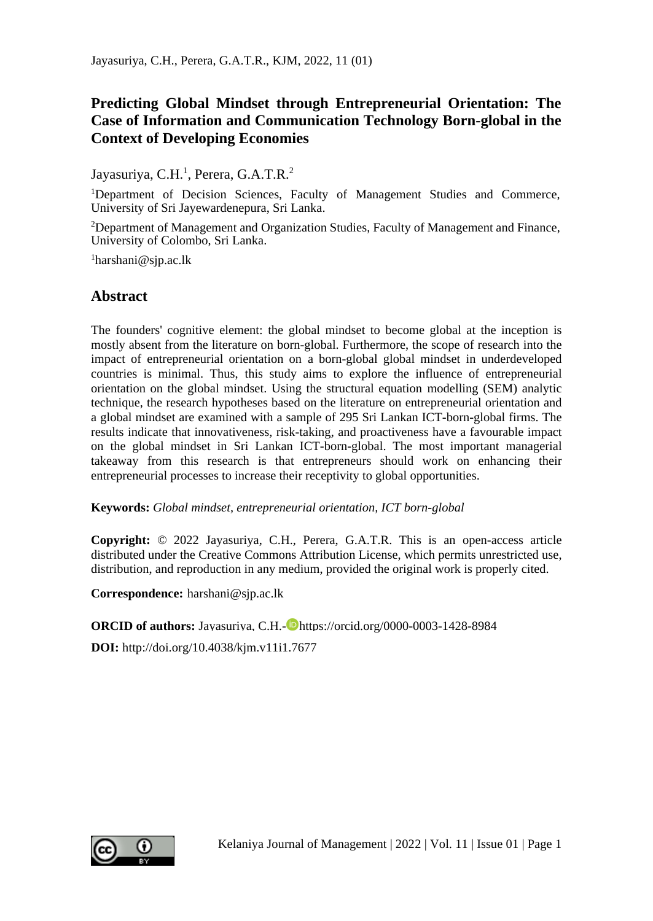# Predicting Global Mindset through Entrepreneurial Orientation: The Case of Information and Communication Technology Born-global in the Context of Developing Economies

Jayasuriya, C.H.[1], Perera, G.A.T.R.[2]

[1]Department of Decision Sciences, Faculty of Management Studies and Commerce, University of Sri Jayewardenepura, Sri Lanka.

[2]Department of Management and Organization Studies, Faculty of Management and Finance, University of Colombo, Sri Lanka.

[1]harshani@sjp.ac.lk

## Abstract

The founders' cognitive element: the global mindset to become global at the inception is mostly absent from the literature on born-global. Furthermore, the scope of research into the impact of entrepreneurial orientation on a born-global global mindset in underdeveloped countries is minimal. Thus, this study aims to explore the influence of entrepreneurial orientation on the global mindset. Using the structural equation modelling (SEM) analytic technique, the research hypotheses based on the literature on entrepreneurial orientation and a global mindset are examined with a sample of 295 Sri Lankan ICT-born-global firms. The results indicate that innovativeness, risk-taking, and proactiveness have a favourable impact on the global mindset in Sri Lankan ICT-born-global. The most important managerial takeaway from this research is that entrepreneurs should work on enhancing their entrepreneurial processes to increase their receptivity to global opportunities.

**Keywords:** *Global mindset, entrepreneurial orientation, ICT born-global*

**Copyright:** © 2022 Jayasuriya, C.H., Perera, G.A.T.R. This is an open-access article distributed under the Creative Commons Attribution License, which permits unrestricted use, distribution, and reproduction in any medium, provided the original work is properly cited.

**Correspondence:** harshani@sjp.ac.lk

**ORCID of authors:** Jayasuriya, C.H.- https://orcid.org/0000-0003-1428-8984

**DOI:** http://doi.org/10.4038/kjm.v11i1.7677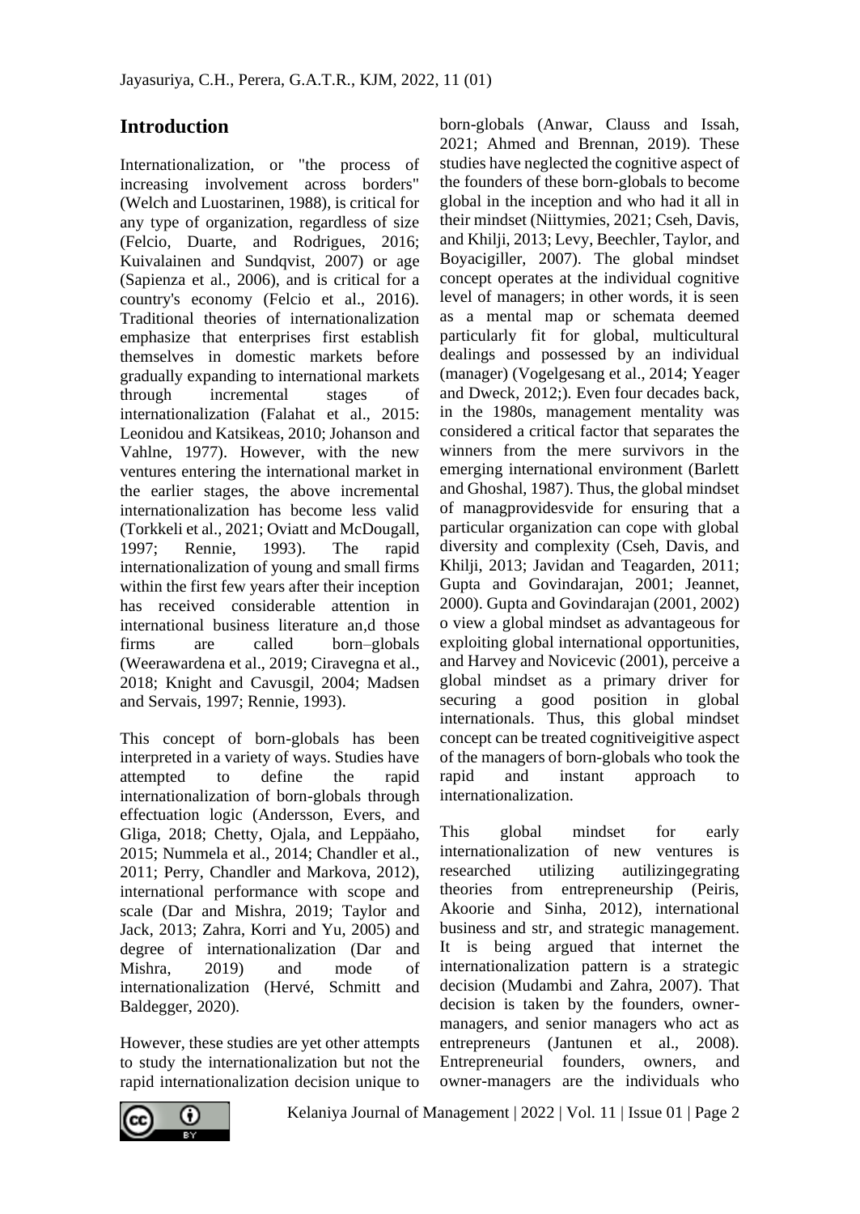## Introduction

Internationalization, or "the process of increasing involvement across borders" (Welch and Luostarinen, 1988), is critical for any type of organization, regardless of size (Felcio, Duarte, and Rodrigues, 2016; Kuivalainen and Sundqvist, 2007) or age (Sapienza et al., 2006), and is critical for a country's economy (Felcio et al., 2016). Traditional theories of internationalization emphasize that enterprises first establish themselves in domestic markets before gradually expanding to international markets through incremental stages of internationalization (Falahat et al., 2015: Leonidou and Katsikeas, 2010; Johanson and Vahlne, 1977). However, with the new ventures entering the international market in the earlier stages, the above incremental internationalization has become less valid (Torkkeli et al., 2021; Oviatt and McDougall, 1997; Rennie, 1993). The rapid internationalization of young and small firms within the first few years after their inception has received considerable attention in international business literature an,d those firms are called born–globals (Weerawardena et al., 2019; Ciravegna et al., 2018; Knight and Cavusgil, 2004; Madsen and Servais, 1997; Rennie, 1993).

This concept of born-globals has been interpreted in a variety of ways. Studies have attempted to define the rapid internationalization of born-globals through effectuation logic (Andersson, Evers, and Gliga, 2018; Chetty, Ojala, and Leppäaho, 2015; Nummela et al., 2014; Chandler et al., 2011; Perry, Chandler and Markova, 2012), international performance with scope and scale (Dar and Mishra, 2019; Taylor and Jack, 2013; Zahra, Korri and Yu, 2005) and degree of internationalization (Dar and Mishra, 2019) and mode of internationalization (Hervé, Schmitt and Baldegger, 2020).

However, these studies are yet other attempts to study the internationalization but not the rapid internationalization decision unique to born-globals (Anwar, Clauss and Issah, 2021; Ahmed and Brennan, 2019). These studies have neglected the cognitive aspect of the founders of these born-globals to become global in the inception and who had it all in their mindset (Niittymies, 2021; Cseh, Davis, and Khilji, 2013; Levy, Beechler, Taylor, and Boyacigiller, 2007). The global mindset concept operates at the individual cognitive level of managers; in other words, it is seen as a mental map or schemata deemed particularly fit for global, multicultural dealings and possessed by an individual (manager) (Vogelgesang et al., 2014; Yeager and Dweck, 2012;). Even four decades back, in the 1980s, management mentality was considered a critical factor that separates the winners from the mere survivors in the emerging international environment (Barlett and Ghoshal, 1987). Thus, the global mindset of managprovidesvide for ensuring that a particular organization can cope with global diversity and complexity (Cseh, Davis, and Khilji, 2013; Javidan and Teagarden, 2011; Gupta and Govindarajan, 2001; Jeannet, 2000). Gupta and Govindarajan (2001, 2002) o view a global mindset as advantageous for exploiting global international opportunities, and Harvey and Novicevic (2001), perceive a global mindset as a primary driver for securing a good position in global internationals. Thus, this global mindset concept can be treated cognitiveigitive aspect of the managers of born-globals who took the rapid and instant approach to internationalization.

This global mindset for early internationalization of new ventures is researched utilizing autilizingegrating theories from entrepreneurship (Peiris, Akoorie and Sinha, 2012), international business and str, and strategic management. It is being argued that internet the internationalization pattern is a strategic decision (Mudambi and Zahra, 2007). That decision is taken by the founders, owner-managers, and senior managers who act as entrepreneurs (Jantunen et al., 2008). Entrepreneurial founders, owners, and owner-managers are the individuals who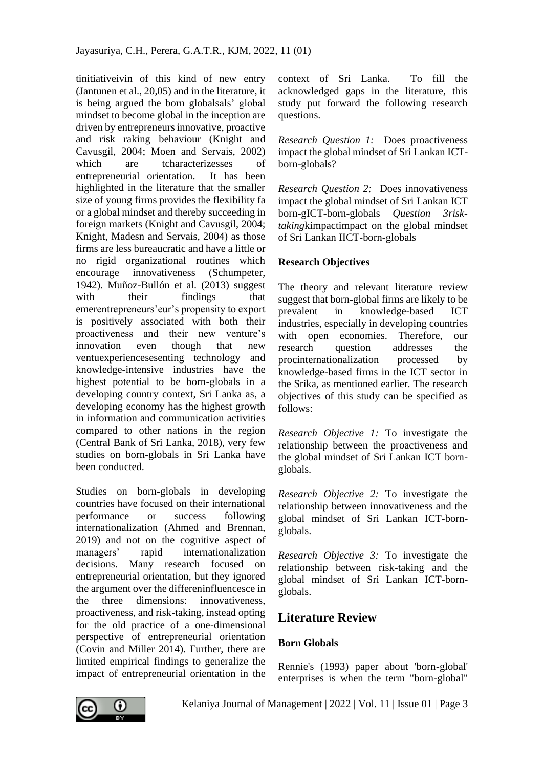tinitiativeivin of this kind of new entry (Jantunen et al., 20,05) and in the literature, it is being argued the born globalsals' global mindset to become global in the inception are driven by entrepreneurs innovative, proactive and risk raking behaviour (Knight and Cavusgil, 2004; Moen and Servais, 2002) which are tcharacterizesses of entrepreneurial orientation. It has been highlighted in the literature that the smaller size of young firms provides the flexibility fa or a global mindset and thereby succeeding in foreign markets (Knight and Cavusgil, 2004; Knight, Madesn and Servais, 2004) as those firms are less bureaucratic and have a little or no rigid organizational routines which encourage innovativeness (Schumpeter, 1942). Muñoz-Bullón et al. (2013) suggest with their findings that emerentrepreneurs'eur's propensity to export is positively associated with both their proactiveness and their new venture's innovation even though that new ventuexperiencesesenting technology and knowledge-intensive industries have the highest potential to be born-globals in a developing country context, Sri Lanka as, a developing economy has the highest growth in information and communication activities compared to other nations in the region (Central Bank of Sri Lanka, 2018), very few studies on born-globals in Sri Lanka have been conducted.

Studies on born-globals in developing countries have focused on their international performance or success following internationalization (Ahmed and Brennan, 2019) and not on the cognitive aspect of managers' rapid internationalization decisions. Many research focused on entrepreneurial orientation, but they ignored the argument over the differeninfluencesce in the three dimensions: innovativeness, proactiveness, and risk-taking, instead opting for the old practice of a one-dimensional perspective of entrepreneurial orientation (Covin and Miller 2014). Further, there are limited empirical findings to generalize the impact of entrepreneurial orientation in the context of Sri Lanka. To fill the acknowledged gaps in the literature, this study put forward the following research questions.

*Research Question 1:* Does proactiveness impact the global mindset of Sri Lankan ICT-born-globals?

*Research Question 2:* Does innovativeness impact the global mindset of Sri Lankan ICT born-gICT-born-globals *Question 3risk-taking*kimpactimpact on the global mindset of Sri Lankan IICT-born-globals

### Research Objectives

The theory and relevant literature review suggest that born-global firms are likely to be prevalent in knowledge-based ICT industries, especially in developing countries with open economies. Therefore, our research question addresses the procinternationalization processed by knowledge-based firms in the ICT sector in the Srika, as mentioned earlier. The research objectives of this study can be specified as follows:

*Research Objective 1:* To investigate the relationship between the proactiveness and the global mindset of Sri Lankan ICT born-globals.

*Research Objective 2:* To investigate the relationship between innovativeness and the global mindset of Sri Lankan ICT-born-globals.

*Research Objective 3:* To investigate the relationship between risk-taking and the global mindset of Sri Lankan ICT-born-globals.

## Literature Review

### Born Globals

Rennie's (1993) paper about 'born-global' enterprises is when the term "born-global"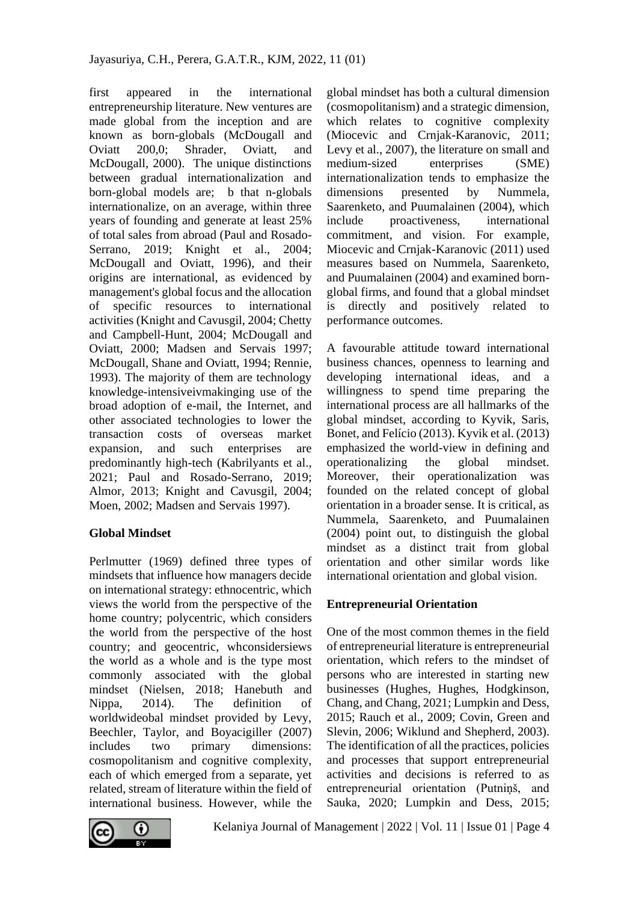first appeared in the international entrepreneurship literature. New ventures are made global from the inception and are known as born-globals (McDougall and Oviatt 200,0; Shrader, Oviatt, and McDougall, 2000). The unique distinctions between gradual internationalization and born-global models are; b that n-globals internationalize, on an average, within three years of founding and generate at least 25% of total sales from abroad (Paul and Rosado-Serrano, 2019; Knight et al., 2004; McDougall and Oviatt, 1996), and their origins are international, as evidenced by management's global focus and the allocation of specific resources to international activities (Knight and Cavusgil, 2004; Chetty and Campbell-Hunt, 2004; McDougall and Oviatt, 2000; Madsen and Servais 1997; McDougall, Shane and Oviatt, 1994; Rennie, 1993). The majority of them are technology knowledge-intensiveivmakinging use of the broad adoption of e-mail, the Internet, and other associated technologies to lower the transaction costs of overseas market expansion, and such enterprises are predominantly high-tech (Kabrilyants et al., 2021; Paul and Rosado-Serrano, 2019; Almor, 2013; Knight and Cavusgil, 2004; Moen, 2002; Madsen and Servais 1997).

## Global Mindset

Perlmutter (1969) defined three types of mindsets that influence how managers decide on international strategy: ethnocentric, which views the world from the perspective of the home country; polycentric, which considers the world from the perspective of the host country; and geocentric, whconsidersiews the world as a whole and is the type most commonly associated with the global mindset (Nielsen, 2018; Hanebuth and Nippa, 2014). The definition of worldwideobal mindset provided by Levy, Beechler, Taylor, and Boyacigiller (2007) includes two primary dimensions: cosmopolitanism and cognitive complexity, each of which emerged from a separate, yet related, stream of literature within the field of international business. However, while the global mindset has both a cultural dimension (cosmopolitanism) and a strategic dimension, which relates to cognitive complexity (Miocevic and Crnjak-Karanovic, 2011; Levy et al., 2007), the literature on small and medium-sized enterprises (SME) internationalization tends to emphasize the dimensions presented by Nummela, Saarenketo, and Puumalainen (2004), which include proactiveness, international commitment, and vision. For example, Miocevic and Crnjak-Karanovic (2011) used measures based on Nummela, Saarenketo, and Puumalainen (2004) and examined born-global firms, and found that a global mindset is directly and positively related to performance outcomes.

A favourable attitude toward international business chances, openness to learning and developing international ideas, and a willingness to spend time preparing the international process are all hallmarks of the global mindset, according to Kyvik, Saris, Bonet, and Felício (2013). Kyvik et al. (2013) emphasized the world-view in defining and operationalizing the global mindset. Moreover, their operationalization was founded on the related concept of global orientation in a broader sense. It is critical, as Nummela, Saarenketo, and Puumalainen (2004) point out, to distinguish the global mindset as a distinct trait from global orientation and other similar words like international orientation and global vision.

## Entrepreneurial Orientation

One of the most common themes in the field of entrepreneurial literature is entrepreneurial orientation, which refers to the mindset of persons who are interested in starting new businesses (Hughes, Hughes, Hodgkinson, Chang, and Chang, 2021; Lumpkin and Dess, 2015; Rauch et al., 2009; Covin, Green and Slevin, 2006; Wiklund and Shepherd, 2003). The identification of all the practices, policies and processes that support entrepreneurial activities and decisions is referred to as entrepreneurial orientation (Putniņš, and Sauka, 2020; Lumpkin and Dess, 2015;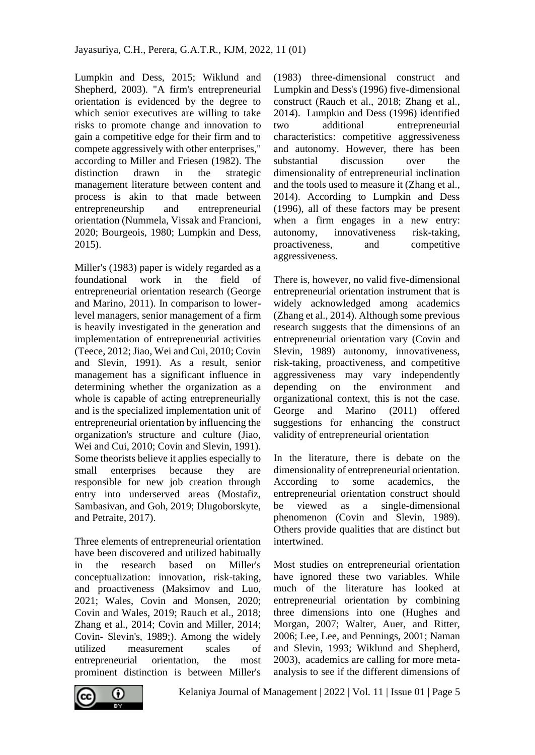Lumpkin and Dess, 2015; Wiklund and Shepherd, 2003). "A firm's entrepreneurial orientation is evidenced by the degree to which senior executives are willing to take risks to promote change and innovation to gain a competitive edge for their firm and to compete aggressively with other enterprises," according to Miller and Friesen (1982). The distinction drawn in the strategic management literature between content and process is akin to that made between entrepreneurship and entrepreneurial orientation (Nummela, Vissak and Francioni, 2020; Bourgeois, 1980; Lumpkin and Dess, 2015).

Miller's (1983) paper is widely regarded as a foundational work in the field of entrepreneurial orientation research (George and Marino, 2011). In comparison to lower-level managers, senior management of a firm is heavily investigated in the generation and implementation of entrepreneurial activities (Teece, 2012; Jiao, Wei and Cui, 2010; Covin and Slevin, 1991). As a result, senior management has a significant influence in determining whether the organization as a whole is capable of acting entrepreneurially and is the specialized implementation unit of entrepreneurial orientation by influencing the organization's structure and culture (Jiao, Wei and Cui, 2010; Covin and Slevin, 1991). Some theorists believe it applies especially to small enterprises because they are responsible for new job creation through entry into underserved areas (Mostafiz, Sambasivan, and Goh, 2019; Dlugoborskyte, and Petraite, 2017).

Three elements of entrepreneurial orientation have been discovered and utilized habitually in the research based on Miller's conceptualization: innovation, risk-taking, and proactiveness (Maksimov and Luo, 2021; Wales, Covin and Monsen, 2020; Covin and Wales, 2019; Rauch et al., 2018; Zhang et al., 2014; Covin and Miller, 2014; Covin- Slevin's, 1989;). Among the widely utilized measurement scales of entrepreneurial orientation, the most prominent distinction is between Miller's (1983) three-dimensional construct and Lumpkin and Dess's (1996) five-dimensional construct (Rauch et al., 2018; Zhang et al., 2014). Lumpkin and Dess (1996) identified two additional entrepreneurial characteristics: competitive aggressiveness and autonomy. However, there has been substantial discussion over the dimensionality of entrepreneurial inclination and the tools used to measure it (Zhang et al., 2014). According to Lumpkin and Dess (1996), all of these factors may be present when a firm engages in a new entry: autonomy, innovativeness risk-taking, proactiveness, and competitive aggressiveness.

There is, however, no valid five-dimensional entrepreneurial orientation instrument that is widely acknowledged among academics (Zhang et al., 2014). Although some previous research suggests that the dimensions of an entrepreneurial orientation vary (Covin and Slevin, 1989) autonomy, innovativeness, risk-taking, proactiveness, and competitive aggressiveness may vary independently depending on the environment and organizational context, this is not the case. George and Marino (2011) offered suggestions for enhancing the construct validity of entrepreneurial orientation

In the literature, there is debate on the dimensionality of entrepreneurial orientation. According to some academics, the entrepreneurial orientation construct should be viewed as a single-dimensional phenomenon (Covin and Slevin, 1989). Others provide qualities that are distinct but intertwined.

Most studies on entrepreneurial orientation have ignored these two variables. While much of the literature has looked at entrepreneurial orientation by combining three dimensions into one (Hughes and Morgan, 2007; Walter, Auer, and Ritter, 2006; Lee, Lee, and Pennings, 2001; Naman and Slevin, 1993; Wiklund and Shepherd, 2003), academics are calling for more meta-analysis to see if the different dimensions of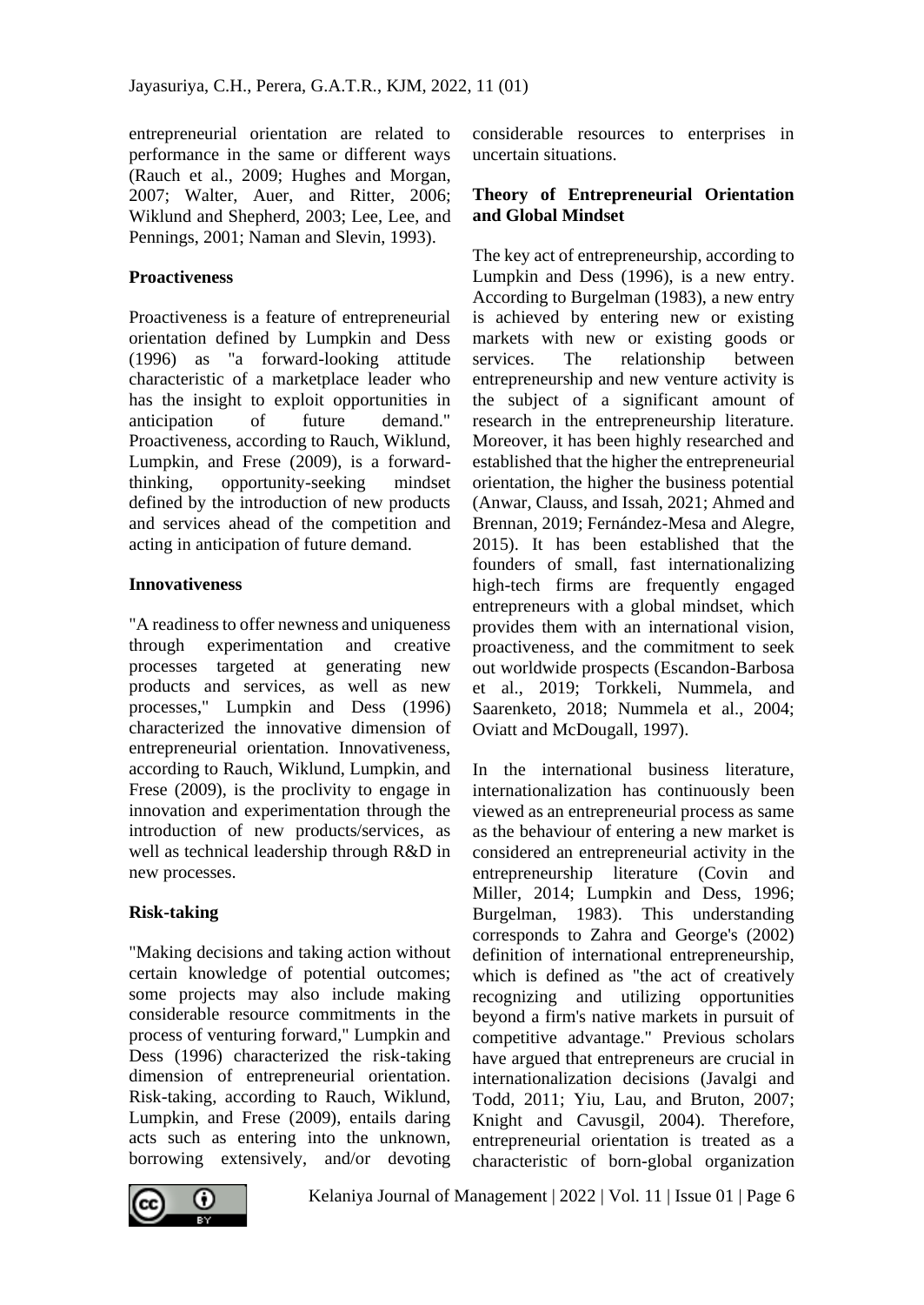entrepreneurial orientation are related to performance in the same or different ways (Rauch et al., 2009; Hughes and Morgan, 2007; Walter, Auer, and Ritter, 2006; Wiklund and Shepherd, 2003; Lee, Lee, and Pennings, 2001; Naman and Slevin, 1993).

**Proactiveness**

Proactiveness is a feature of entrepreneurial orientation defined by Lumpkin and Dess (1996) as "a forward-looking attitude characteristic of a marketplace leader who has the insight to exploit opportunities in anticipation of future demand." Proactiveness, according to Rauch, Wiklund, Lumpkin, and Frese (2009), is a forward-thinking, opportunity-seeking mindset defined by the introduction of new products and services ahead of the competition and acting in anticipation of future demand.

**Innovativeness**

"A readiness to offer newness and uniqueness through experimentation and creative processes targeted at generating new products and services, as well as new processes," Lumpkin and Dess (1996) characterized the innovative dimension of entrepreneurial orientation. Innovativeness, according to Rauch, Wiklund, Lumpkin, and Frese (2009), is the proclivity to engage in innovation and experimentation through the introduction of new products/services, as well as technical leadership through R&D in new processes.

**Risk-taking**

"Making decisions and taking action without certain knowledge of potential outcomes; some projects may also include making considerable resource commitments in the process of venturing forward," Lumpkin and Dess (1996) characterized the risk-taking dimension of entrepreneurial orientation. Risk-taking, according to Rauch, Wiklund, Lumpkin, and Frese (2009), entails daring acts such as entering into the unknown, borrowing extensively, and/or devoting considerable resources to enterprises in uncertain situations.

**Theory of Entrepreneurial Orientation and Global Mindset**

The key act of entrepreneurship, according to Lumpkin and Dess (1996), is a new entry. According to Burgelman (1983), a new entry is achieved by entering new or existing markets with new or existing goods or services. The relationship between entrepreneurship and new venture activity is the subject of a significant amount of research in the entrepreneurship literature. Moreover, it has been highly researched and established that the higher the entrepreneurial orientation, the higher the business potential (Anwar, Clauss, and Issah, 2021; Ahmed and Brennan, 2019; Fernández-Mesa and Alegre, 2015). It has been established that the founders of small, fast internationalizing high-tech firms are frequently engaged entrepreneurs with a global mindset, which provides them with an international vision, proactiveness, and the commitment to seek out worldwide prospects (Escandon-Barbosa et al., 2019; Torkkeli, Nummela, and Saarenketo, 2018; Nummela et al., 2004; Oviatt and McDougall, 1997).

In the international business literature, internationalization has continuously been viewed as an entrepreneurial process as same as the behaviour of entering a new market is considered an entrepreneurial activity in the entrepreneurship literature (Covin and Miller, 2014; Lumpkin and Dess, 1996; Burgelman, 1983). This understanding corresponds to Zahra and George's (2002) definition of international entrepreneurship, which is defined as "the act of creatively recognizing and utilizing opportunities beyond a firm's native markets in pursuit of competitive advantage." Previous scholars have argued that entrepreneurs are crucial in internationalization decisions (Javalgi and Todd, 2011; Yiu, Lau, and Bruton, 2007; Knight and Cavusgil, 2004). Therefore, entrepreneurial orientation is treated as a characteristic of born-global organization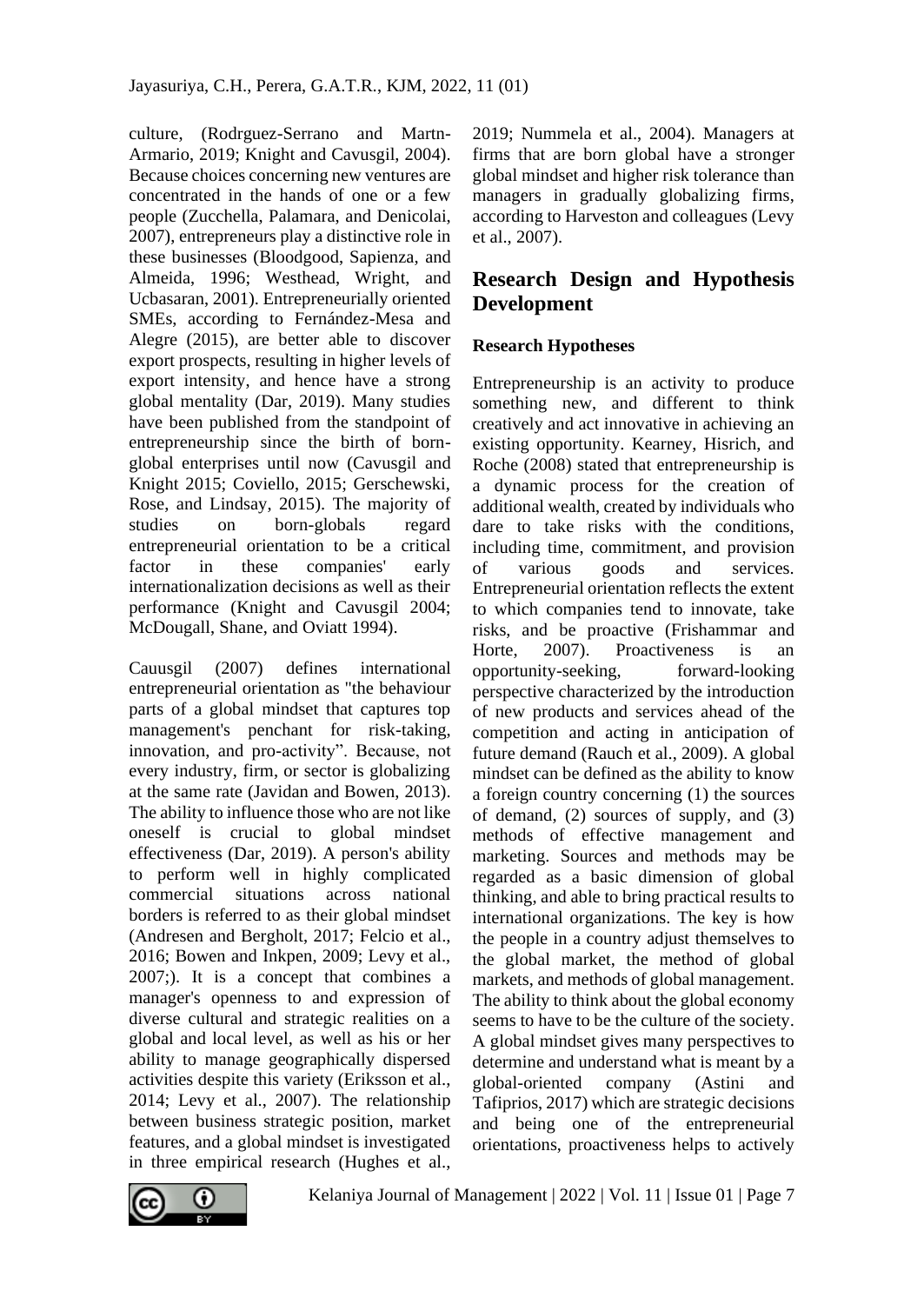culture, (Rodrguez-Serrano and Martn-Armario, 2019; Knight and Cavusgil, 2004). Because choices concerning new ventures are concentrated in the hands of one or a few people (Zucchella, Palamara, and Denicolai, 2007), entrepreneurs play a distinctive role in these businesses (Bloodgood, Sapienza, and Almeida, 1996; Westhead, Wright, and Ucbasaran, 2001). Entrepreneurially oriented SMEs, according to Fernández-Mesa and Alegre (2015), are better able to discover export prospects, resulting in higher levels of export intensity, and hence have a strong global mentality (Dar, 2019). Many studies have been published from the standpoint of entrepreneurship since the birth of born-global enterprises until now (Cavusgil and Knight 2015; Coviello, 2015; Gerschewski, Rose, and Lindsay, 2015). The majority of studies on born-globals regard entrepreneurial orientation to be a critical factor in these companies' early internationalization decisions as well as their performance (Knight and Cavusgil 2004; McDougall, Shane, and Oviatt 1994).

Cauusgil (2007) defines international entrepreneurial orientation as "the behaviour parts of a global mindset that captures top management's penchant for risk-taking, innovation, and pro-activity". Because, not every industry, firm, or sector is globalizing at the same rate (Javidan and Bowen, 2013). The ability to influence those who are not like oneself is crucial to global mindset effectiveness (Dar, 2019). A person's ability to perform well in highly complicated commercial situations across national borders is referred to as their global mindset (Andresen and Bergholt, 2017; Felcio et al., 2016; Bowen and Inkpen, 2009; Levy et al., 2007;). It is a concept that combines a manager's openness to and expression of diverse cultural and strategic realities on a global and local level, as well as his or her ability to manage geographically dispersed activities despite this variety (Eriksson et al., 2014; Levy et al., 2007). The relationship between business strategic position, market features, and a global mindset is investigated in three empirical research (Hughes et al., 2019; Nummela et al., 2004). Managers at firms that are born global have a stronger global mindset and higher risk tolerance than managers in gradually globalizing firms, according to Harveston and colleagues (Levy et al., 2007).

## Research Design and Hypothesis Development

### Research Hypotheses

Entrepreneurship is an activity to produce something new, and different to think creatively and act innovative in achieving an existing opportunity. Kearney, Hisrich, and Roche (2008) stated that entrepreneurship is a dynamic process for the creation of additional wealth, created by individuals who dare to take risks with the conditions, including time, commitment, and provision of various goods and services. Entrepreneurial orientation reflects the extent to which companies tend to innovate, take risks, and be proactive (Frishammar and Horte, 2007). Proactiveness is an opportunity-seeking, forward-looking perspective characterized by the introduction of new products and services ahead of the competition and acting in anticipation of future demand (Rauch et al., 2009). A global mindset can be defined as the ability to know a foreign country concerning (1) the sources of demand, (2) sources of supply, and (3) methods of effective management and marketing. Sources and methods may be regarded as a basic dimension of global thinking, and able to bring practical results to international organizations. The key is how the people in a country adjust themselves to the global market, the method of global markets, and methods of global management. The ability to think about the global economy seems to have to be the culture of the society. A global mindset gives many perspectives to determine and understand what is meant by a global-oriented company (Astini and Tafiprios, 2017) which are strategic decisions and being one of the entrepreneurial orientations, proactiveness helps to actively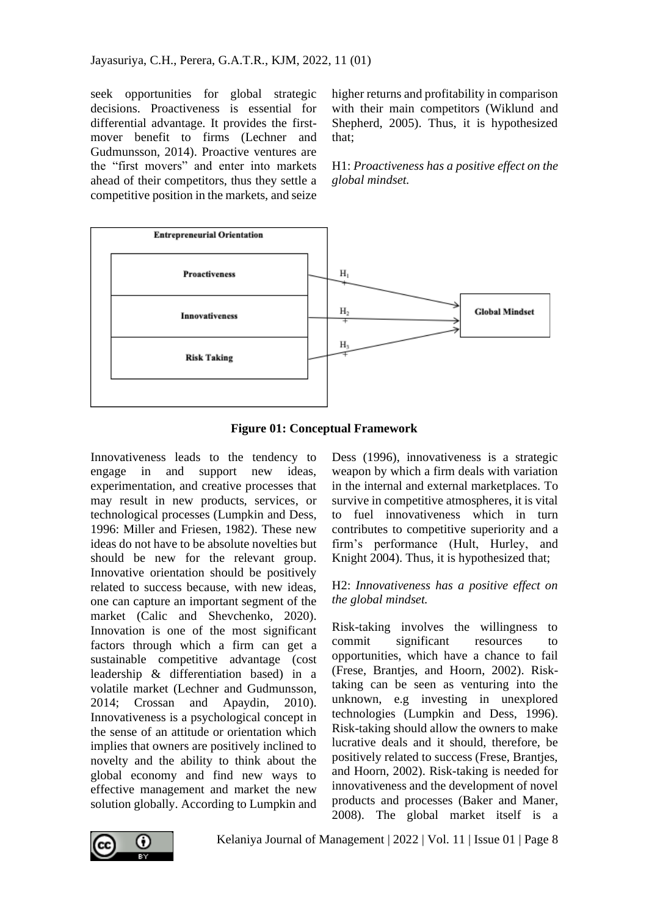seek opportunities for global strategic decisions. Proactiveness is essential for differential advantage. It provides the first-mover benefit to firms (Lechner and Gudmunsson, 2014). Proactive ventures are the "first movers" and enter into markets ahead of their competitors, thus they settle a competitive position in the markets, and seize higher returns and profitability in comparison with their main competitors (Wiklund and Shepherd, 2005). Thus, it is hypothesized that;

H1: *Proactiveness has a positive effect on the global mindset.*

**Figure 01: Conceptual Framework**

Innovativeness leads to the tendency to engage in and support new ideas, experimentation, and creative processes that may result in new products, services, or technological processes (Lumpkin and Dess, 1996: Miller and Friesen, 1982). These new ideas do not have to be absolute novelties but should be new for the relevant group. Innovative orientation should be positively related to success because, with new ideas, one can capture an important segment of the market (Calic and Shevchenko, 2020). Innovation is one of the most significant factors through which a firm can get a sustainable competitive advantage (cost leadership & differentiation based) in a volatile market (Lechner and Gudmunsson, 2014; Crossan and Apaydin, 2010). Innovativeness is a psychological concept in the sense of an attitude or orientation which implies that owners are positively inclined to novelty and the ability to think about the global economy and find new ways to effective management and market the new solution globally. According to Lumpkin and Dess (1996), innovativeness is a strategic weapon by which a firm deals with variation in the internal and external marketplaces. To survive in competitive atmospheres, it is vital to fuel innovativeness which in turn contributes to competitive superiority and a firm's performance (Hult, Hurley, and Knight 2004). Thus, it is hypothesized that;

H2: *Innovativeness has a positive effect on the global mindset.*

Risk-taking involves the willingness to commit significant resources to opportunities, which have a chance to fail (Frese, Brantjes, and Hoorn, 2002). Risk-taking can be seen as venturing into the unknown, e.g investing in unexplored technologies (Lumpkin and Dess, 1996). Risk-taking should allow the owners to make lucrative deals and it should, therefore, be positively related to success (Frese, Brantjes, and Hoorn, 2002). Risk-taking is needed for innovativeness and the development of novel products and processes (Baker and Maner, 2008). The global market itself is a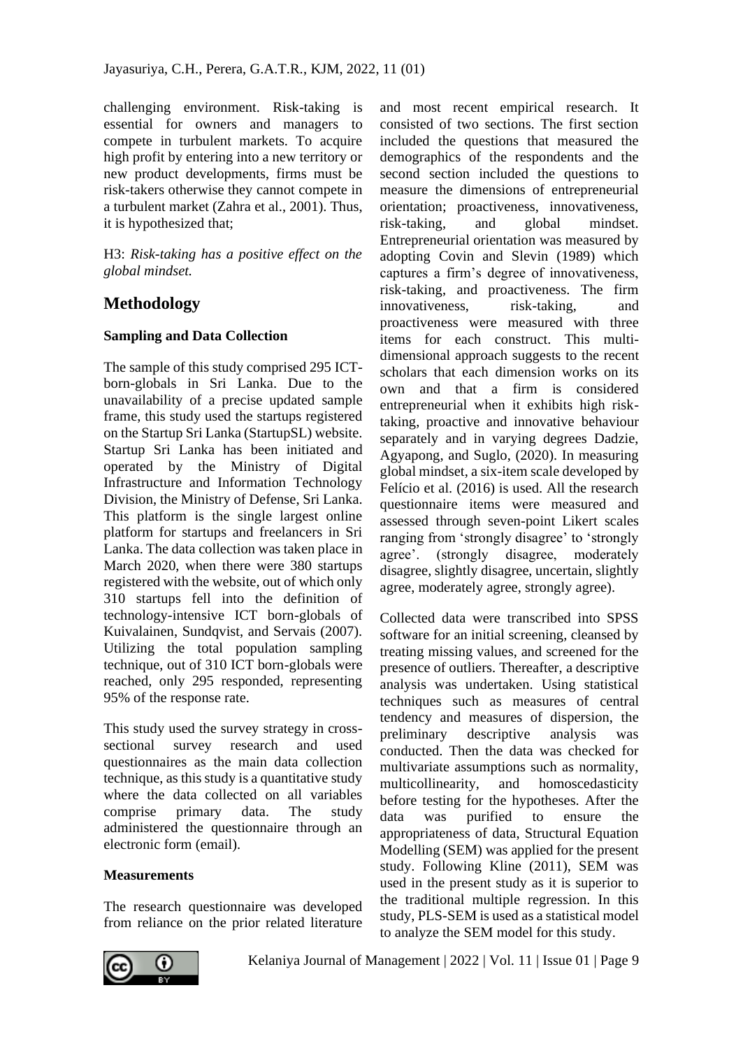challenging environment. Risk-taking is essential for owners and managers to compete in turbulent markets. To acquire high profit by entering into a new territory or new product developments, firms must be risk-takers otherwise they cannot compete in a turbulent market (Zahra et al., 2001). Thus, it is hypothesized that;

H3: *Risk-taking has a positive effect on the global mindset.*

## Methodology

### Sampling and Data Collection

The sample of this study comprised 295 ICT-born-globals in Sri Lanka. Due to the unavailability of a precise updated sample frame, this study used the startups registered on the Startup Sri Lanka (StartupSL) website. Startup Sri Lanka has been initiated and operated by the Ministry of Digital Infrastructure and Information Technology Division, the Ministry of Defense, Sri Lanka. This platform is the single largest online platform for startups and freelancers in Sri Lanka. The data collection was taken place in March 2020, when there were 380 startups registered with the website, out of which only 310 startups fell into the definition of technology-intensive ICT born-globals of Kuivalainen, Sundqvist, and Servais (2007). Utilizing the total population sampling technique, out of 310 ICT born-globals were reached, only 295 responded, representing 95% of the response rate.

This study used the survey strategy in cross-sectional survey research and used questionnaires as the main data collection technique, as this study is a quantitative study where the data collected on all variables comprise primary data. The study administered the questionnaire through an electronic form (email).

### Measurements

The research questionnaire was developed from reliance on the prior related literature and most recent empirical research. It consisted of two sections. The first section included the questions that measured the demographics of the respondents and the second section included the questions to measure the dimensions of entrepreneurial orientation; proactiveness, innovativeness, risk-taking, and global mindset. Entrepreneurial orientation was measured by adopting Covin and Slevin (1989) which captures a firm's degree of innovativeness, risk-taking, and proactiveness. The firm innovativeness, risk-taking, and proactiveness were measured with three items for each construct. This multi-dimensional approach suggests to the recent scholars that each dimension works on its own and that a firm is considered entrepreneurial when it exhibits high risk-taking, proactive and innovative behaviour separately and in varying degrees Dadzie, Agyapong, and Suglo, (2020). In measuring global mindset, a six-item scale developed by Felício et al. (2016) is used. All the research questionnaire items were measured and assessed through seven-point Likert scales ranging from 'strongly disagree' to 'strongly agree'. (strongly disagree, moderately disagree, slightly disagree, uncertain, slightly agree, moderately agree, strongly agree).

Collected data were transcribed into SPSS software for an initial screening, cleansed by treating missing values, and screened for the presence of outliers. Thereafter, a descriptive analysis was undertaken. Using statistical techniques such as measures of central tendency and measures of dispersion, the preliminary descriptive analysis was conducted. Then the data was checked for multivariate assumptions such as normality, multicollinearity, and homoscedasticity before testing for the hypotheses. After the data was purified to ensure the appropriateness of data, Structural Equation Modelling (SEM) was applied for the present study. Following Kline (2011), SEM was used in the present study as it is superior to the traditional multiple regression. In this study, PLS-SEM is used as a statistical model to analyze the SEM model for this study.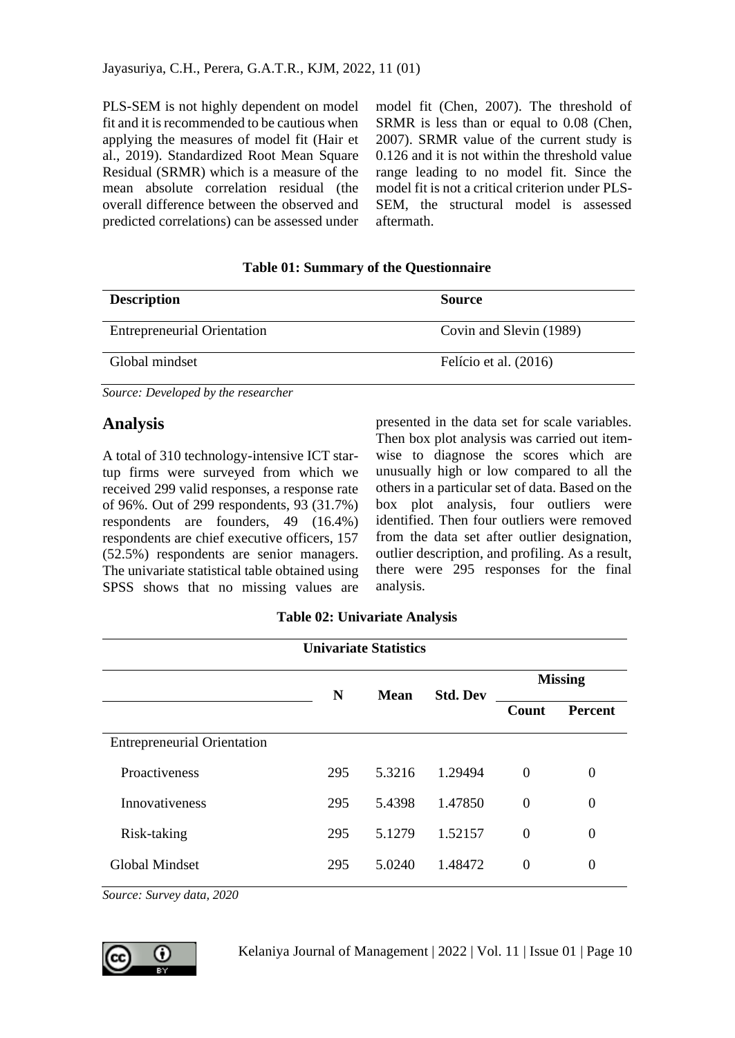PLS-SEM is not highly dependent on model fit and it is recommended to be cautious when applying the measures of model fit (Hair et al., 2019). Standardized Root Mean Square Residual (SRMR) which is a measure of the mean absolute correlation residual (the overall difference between the observed and predicted correlations) can be assessed under model fit (Chen, 2007). The threshold of SRMR is less than or equal to 0.08 (Chen, 2007). SRMR value of the current study is 0.126 and it is not within the threshold value range leading to no model fit. Since the model fit is not a critical criterion under PLS-SEM, the structural model is assessed aftermath.

**Table 01: Summary of the Questionnaire**

| Description | Source |
|---|---|
| Entrepreneurial Orientation | Covin and Slevin (1989) |
| Global mindset | Felício et al. (2016) |

*Source: Developed by the researcher*

## Analysis

A total of 310 technology-intensive ICT start-up firms were surveyed from which we received 299 valid responses, a response rate of 96%. Out of 299 respondents, 93 (31.7%) respondents are founders, 49 (16.4%) respondents are chief executive officers, 157 (52.5%) respondents are senior managers. The univariate statistical table obtained using SPSS shows that no missing values are presented in the data set for scale variables. Then box plot analysis was carried out item-wise to diagnose the scores which are unusually high or low compared to all the others in a particular set of data. Based on the box plot analysis, four outliers were identified. Then four outliers were removed from the data set after outlier designation, outlier description, and profiling. As a result, there were 295 responses for the final analysis.

**Table 02: Univariate Analysis**

| Univariate Statistics | | | | | |
|---|---|---|---|---|---|
| | N | Mean | Std. Dev | Missing | |
| | | | | Count | Percent |
| Entrepreneurial Orientation | | | | | |
| Proactiveness | 295 | 5.3216 | 1.29494 | 0 | 0 |
| Innovativeness | 295 | 5.4398 | 1.47850 | 0 | 0 |
| Risk-taking | 295 | 5.1279 | 1.52157 | 0 | 0 |
| Global Mindset | 295 | 5.0240 | 1.48472 | 0 | 0 |

*Source: Survey data, 2020*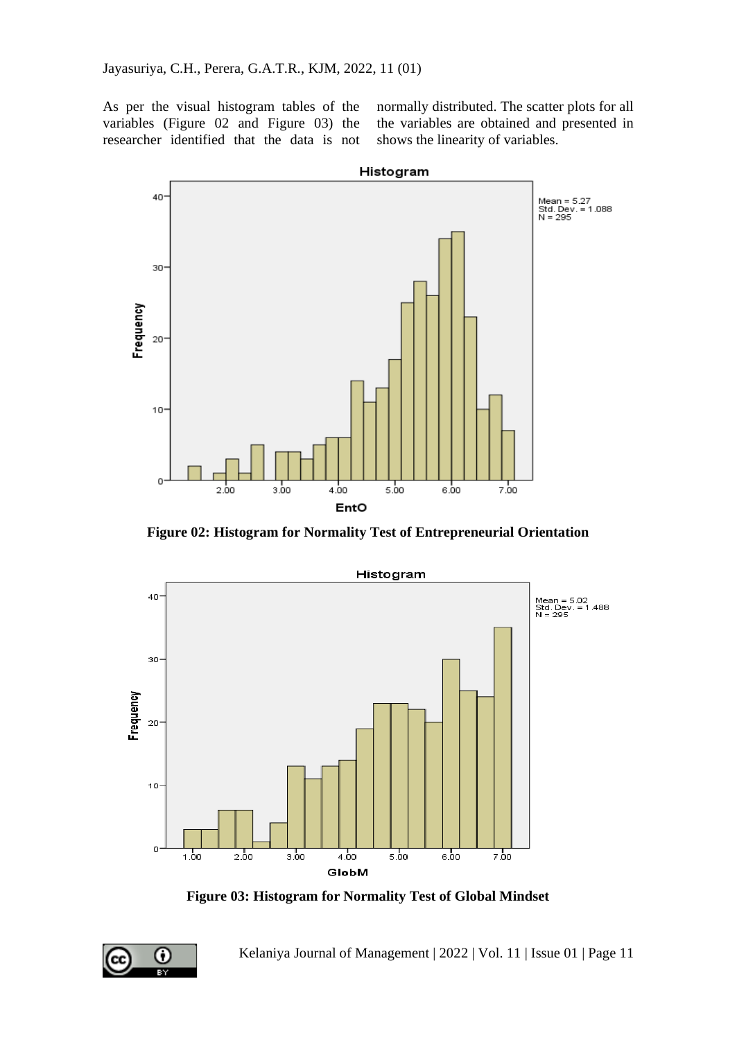As per the visual histogram tables of the variables (Figure 02 and Figure 03) the researcher identified that the data is not normally distributed. The scatter plots for all the variables are obtained and presented in shows the linearity of variables.

**Figure 02: Histogram for Normality Test of Entrepreneurial Orientation**

**Figure 03: Histogram for Normality Test of Global Mindset**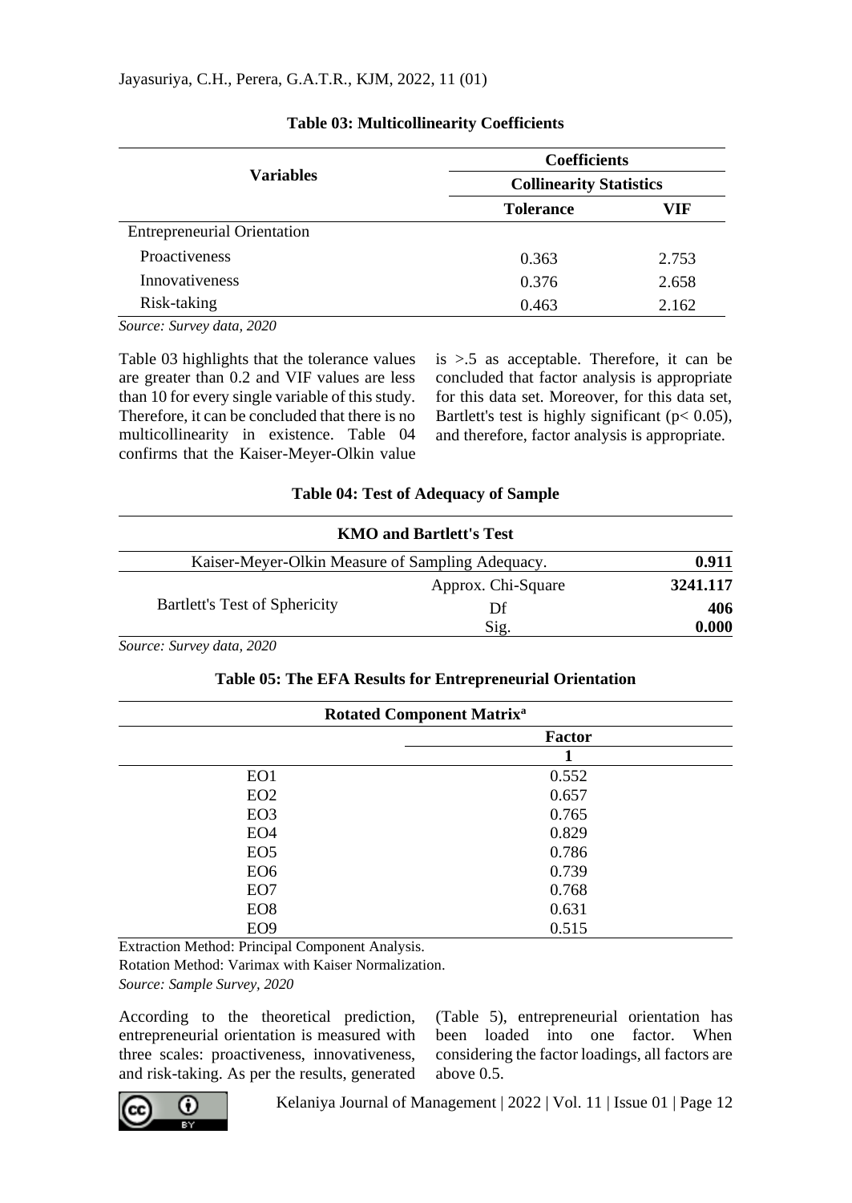**Table 03: Multicollinearity Coefficients**

| Variables | Coefficients | |
|---|---|---|
| | Collinearity Statistics | |
| | **Tolerance** | **VIF** |
| Entrepreneurial Orientation | | |
| Proactiveness | 0.363 | 2.753 |
| Innovativeness | 0.376 | 2.658 |
| Risk-taking | 0.463 | 2.162 |

*Source: Survey data, 2020*

Table 03 highlights that the tolerance values are greater than 0.2 and VIF values are less than 10 for every single variable of this study. Therefore, it can be concluded that there is no multicollinearity in existence. Table 04 confirms that the Kaiser-Meyer-Olkin value is >.5 as acceptable. Therefore, it can be concluded that factor analysis is appropriate for this data set. Moreover, for this data set, Bartlett's test is highly significant ($p < 0.05$), and therefore, factor analysis is appropriate.

**Table 04: Test of Adequacy of Sample**

| KMO and Bartlett's Test | | |
|---|---|---|
| Kaiser-Meyer-Olkin Measure of Sampling Adequacy. | | **0.911** |
| Bartlett's Test of Sphericity | Approx. Chi-Square | **3241.117** |
| | Df | **406** |
| | Sig. | **0.000** |

*Source: Survey data, 2020*

**Table 05: The EFA Results for Entrepreneurial Orientation**

| Rotated Component Matrix[a] | |
|---|---|
| | **Factor** |
| | **1** |
| EO1 | 0.552 |
| EO2 | 0.657 |
| EO3 | 0.765 |
| EO4 | 0.829 |
| EO5 | 0.786 |
| EO6 | 0.739 |
| EO7 | 0.768 |
| EO8 | 0.631 |
| EO9 | 0.515 |

Extraction Method: Principal Component Analysis.
Rotation Method: Varimax with Kaiser Normalization.
*Source: Sample Survey, 2020*

According to the theoretical prediction, entrepreneurial orientation is measured with three scales: proactiveness, innovativeness, and risk-taking. As per the results, generated (Table 5), entrepreneurial orientation has been loaded into one factor. When considering the factor loadings, all factors are above 0.5.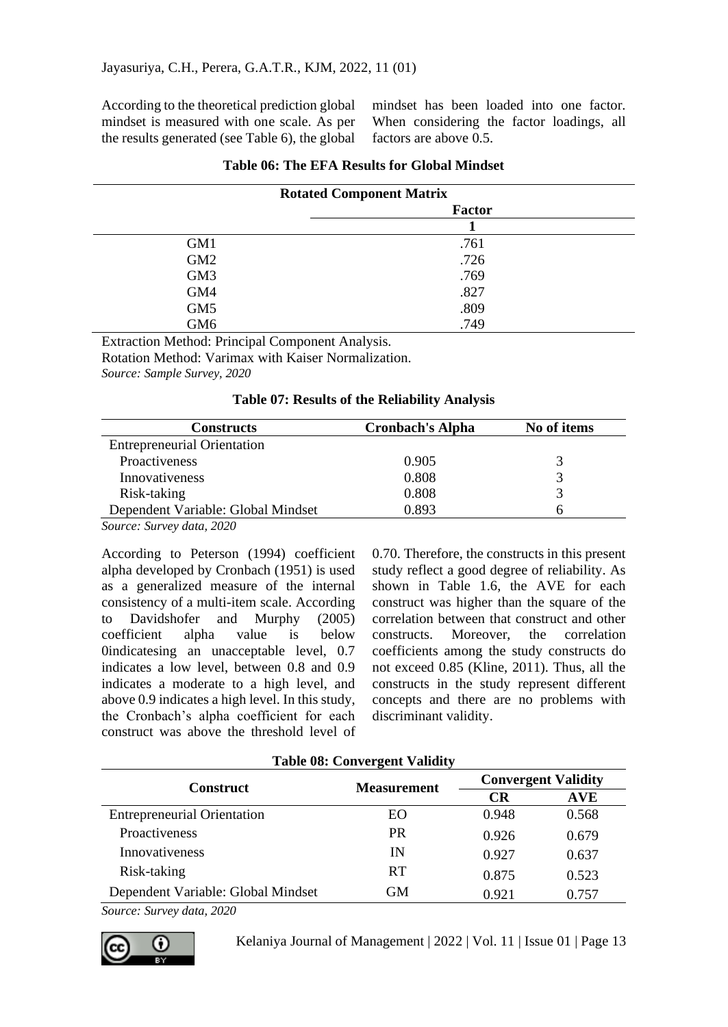According to the theoretical prediction global mindset is measured with one scale. As per the results generated (see Table 6), the global mindset has been loaded into one factor. When considering the factor loadings, all factors are above 0.5.

**Table 06: The EFA Results for Global Mindset**

| Rotated Component Matrix | |
|---|---|
| | Factor |
| | 1 |
| GM1 | .761 |
| GM2 | .726 |
| GM3 | .769 |
| GM4 | .827 |
| GM5 | .809 |
| GM6 | .749 |

Extraction Method: Principal Component Analysis.
Rotation Method: Varimax with Kaiser Normalization.
*Source: Sample Survey, 2020*

**Table 07: Results of the Reliability Analysis**

| Constructs | Cronbach's Alpha | No of items |
|---|---|---|
| Entrepreneurial Orientation | | |
| Proactiveness | 0.905 | 3 |
| Innovativeness | 0.808 | 3 |
| Risk-taking | 0.808 | 3 |
| Dependent Variable: Global Mindset | 0.893 | 6 |

*Source: Survey data, 2020*

According to Peterson (1994) coefficient alpha developed by Cronbach (1951) is used as a generalized measure of the internal consistency of a multi-item scale. According to Davidshofer and Murphy (2005) coefficient alpha value is below 0indicatesing an unacceptable level, 0.7 indicates a low level, between 0.8 and 0.9 indicates a moderate to a high level, and above 0.9 indicates a high level. In this study, the Cronbach's alpha coefficient for each construct was above the threshold level of 0.70. Therefore, the constructs in this present study reflect a good degree of reliability. As shown in Table 1.6, the AVE for each construct was higher than the square of the correlation between that construct and other constructs. Moreover, the correlation coefficients among the study constructs do not exceed 0.85 (Kline, 2011). Thus, all the constructs in the study represent different concepts and there are no problems with discriminant validity.

**Table 08: Convergent Validity**

| Construct | Measurement | Convergent Validity | |
|---|---|---|---|
| | | CR | AVE |
| Entrepreneurial Orientation | EO | 0.948 | 0.568 |
| Proactiveness | PR | 0.926 | 0.679 |
| Innovativeness | IN | 0.927 | 0.637 |
| Risk-taking | RT | 0.875 | 0.523 |
| Dependent Variable: Global Mindset | GM | 0.921 | 0.757 |

*Source: Survey data, 2020*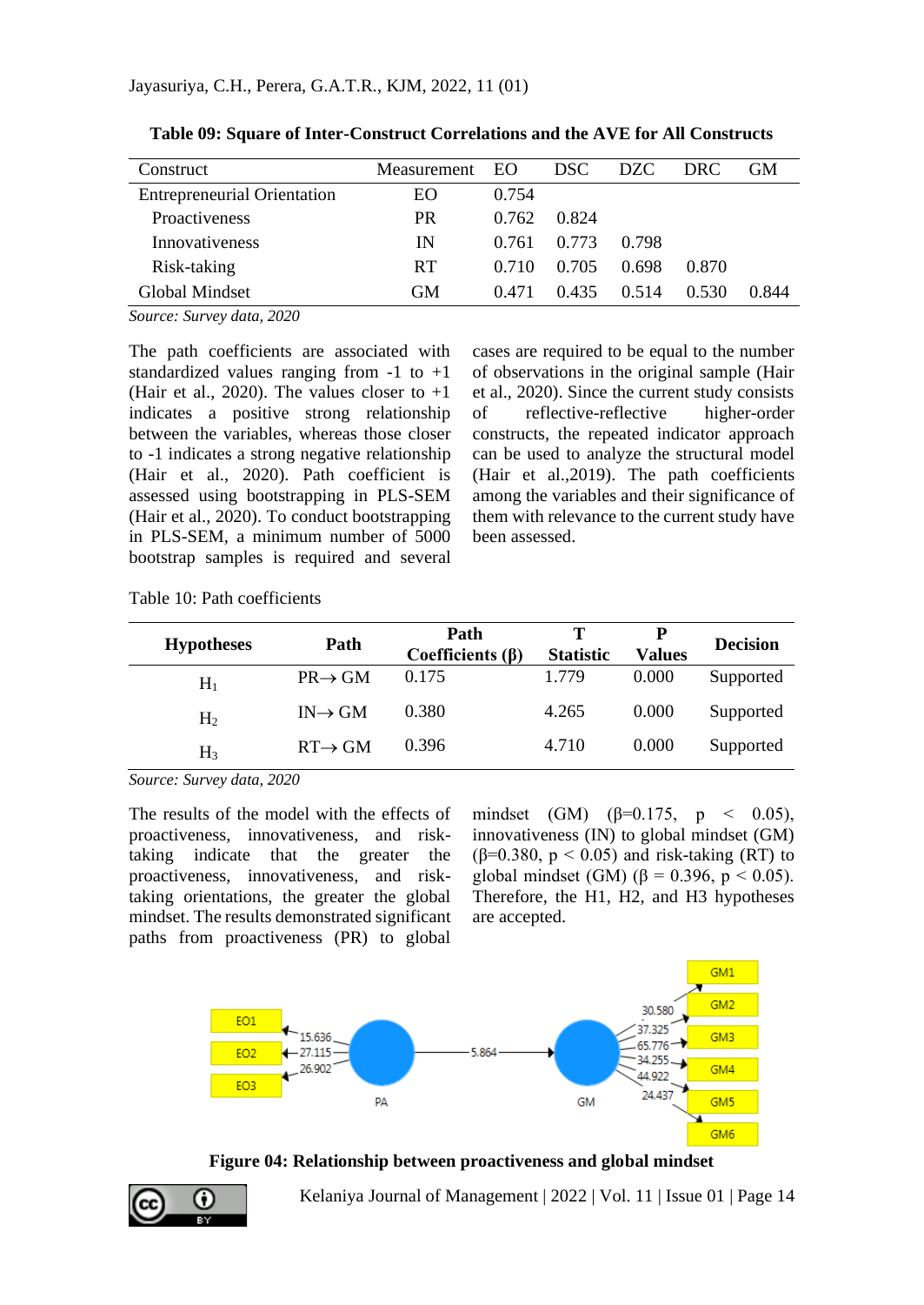**Table 09: Square of Inter-Construct Correlations and the AVE for All Constructs**

| Construct | Measurement | EO | DSC | DZC | DRC | GM |
|---|---|---|---|---|---|---|
| Entrepreneurial Orientation | EO | 0.754 | | | | |
| Proactiveness | PR | 0.762 | 0.824 | | | |
| Innovativeness | IN | 0.761 | 0.773 | 0.798 | | |
| Risk-taking | RT | 0.710 | 0.705 | 0.698 | 0.870 | |
| Global Mindset | GM | 0.471 | 0.435 | 0.514 | 0.530 | 0.844 |

*Source: Survey data, 2020*

The path coefficients are associated with standardized values ranging from -1 to +1 (Hair et al., 2020). The values closer to +1 indicates a positive strong relationship between the variables, whereas those closer to -1 indicates a strong negative relationship (Hair et al., 2020). Path coefficient is assessed using bootstrapping in PLS-SEM (Hair et al., 2020). To conduct bootstrapping in PLS-SEM, a minimum number of 5000 bootstrap samples is required and several cases are required to be equal to the number of observations in the original sample (Hair et al., 2020). Since the current study consists of reflective-reflective higher-order constructs, the repeated indicator approach can be used to analyze the structural model (Hair et al.,2019). The path coefficients among the variables and their significance of them with relevance to the current study have been assessed.

Table 10: Path coefficients

| Hypotheses | Path | Path Coefficients (β) | T Statistic | P Values | Decision |
|---|---|---|---|---|---|
| $H_1$ | PR→ GM | 0.175 | 1.779 | 0.000 | Supported |
| $H_2$ | IN→ GM | 0.380 | 4.265 | 0.000 | Supported |
| $H_3$ | RT→ GM | 0.396 | 4.710 | 0.000 | Supported |

*Source: Survey data, 2020*

The results of the model with the effects of proactiveness, innovativeness, and risk-taking indicate that the greater the proactiveness, innovativeness, and risk-taking orientations, the greater the global mindset. The results demonstrated significant paths from proactiveness (PR) to global mindset (GM) ($\beta$=0.175, $p < 0.05$), innovativeness (IN) to global mindset (GM) ($\beta$=0.380, $p < 0.05$) and risk-taking (RT) to global mindset (GM) ($\beta = 0.396$, $p < 0.05$). Therefore, the H1, H2, and H3 hypotheses are accepted.

**Figure 04: Relationship between proactiveness and global mindset**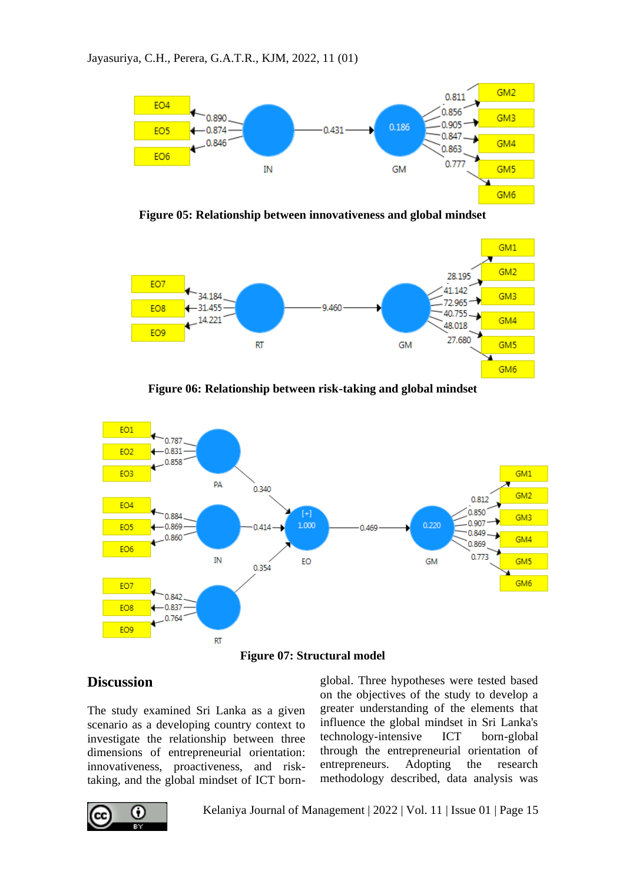Figure 05: Relationship between innovativeness and global mindset

Figure 06: Relationship between risk-taking and global mindset

Figure 07: Structural model

## Discussion

The study examined Sri Lanka as a given scenario as a developing country context to investigate the relationship between three dimensions of entrepreneurial orientation: innovativeness, proactiveness, and risk-taking, and the global mindset of ICT born-global. Three hypotheses were tested based on the objectives of the study to develop a greater understanding of the elements that influence the global mindset in Sri Lanka's technology-intensive ICT born-global through the entrepreneurial orientation of entrepreneurs. Adopting the research methodology described, data analysis was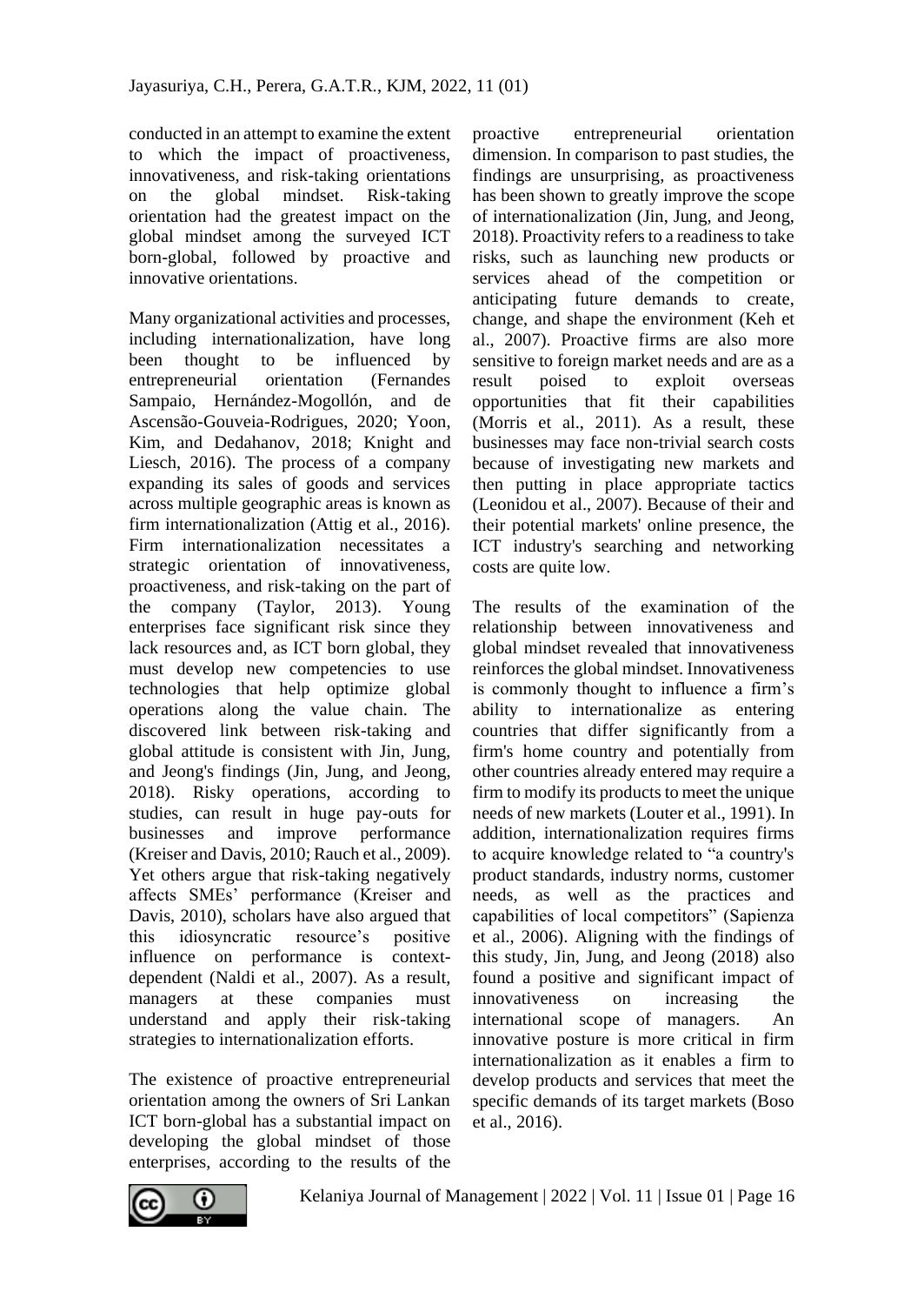conducted in an attempt to examine the extent to which the impact of proactiveness, innovativeness, and risk-taking orientations on the global mindset. Risk-taking orientation had the greatest impact on the global mindset among the surveyed ICT born-global, followed by proactive and innovative orientations.

Many organizational activities and processes, including internationalization, have long been thought to be influenced by entrepreneurial orientation (Fernandes Sampaio, Hernández-Mogollón, and de Ascensão-Gouveia-Rodrigues, 2020; Yoon, Kim, and Dedahanov, 2018; Knight and Liesch, 2016). The process of a company expanding its sales of goods and services across multiple geographic areas is known as firm internationalization (Attig et al., 2016). Firm internationalization necessitates a strategic orientation of innovativeness, proactiveness, and risk-taking on the part of the company (Taylor, 2013). Young enterprises face significant risk since they lack resources and, as ICT born global, they must develop new competencies to use technologies that help optimize global operations along the value chain. The discovered link between risk-taking and global attitude is consistent with Jin, Jung, and Jeong's findings (Jin, Jung, and Jeong, 2018). Risky operations, according to studies, can result in huge pay-outs for businesses and improve performance (Kreiser and Davis, 2010; Rauch et al., 2009). Yet others argue that risk-taking negatively affects SMEs' performance (Kreiser and Davis, 2010), scholars have also argued that this idiosyncratic resource's positive influence on performance is context-dependent (Naldi et al., 2007). As a result, managers at these companies must understand and apply their risk-taking strategies to internationalization efforts.

The existence of proactive entrepreneurial orientation among the owners of Sri Lankan ICT born-global has a substantial impact on developing the global mindset of those enterprises, according to the results of the proactive entrepreneurial orientation dimension. In comparison to past studies, the findings are unsurprising, as proactiveness has been shown to greatly improve the scope of internationalization (Jin, Jung, and Jeong, 2018). Proactivity refers to a readiness to take risks, such as launching new products or services ahead of the competition or anticipating future demands to create, change, and shape the environment (Keh et al., 2007). Proactive firms are also more sensitive to foreign market needs and are as a result poised to exploit overseas opportunities that fit their capabilities (Morris et al., 2011). As a result, these businesses may face non-trivial search costs because of investigating new markets and then putting in place appropriate tactics (Leonidou et al., 2007). Because of their and their potential markets' online presence, the ICT industry's searching and networking costs are quite low.

The results of the examination of the relationship between innovativeness and global mindset revealed that innovativeness reinforces the global mindset. Innovativeness is commonly thought to influence a firm's ability to internationalize as entering countries that differ significantly from a firm's home country and potentially from other countries already entered may require a firm to modify its products to meet the unique needs of new markets (Louter et al., 1991). In addition, internationalization requires firms to acquire knowledge related to "a country's product standards, industry norms, customer needs, as well as the practices and capabilities of local competitors" (Sapienza et al., 2006). Aligning with the findings of this study, Jin, Jung, and Jeong (2018) also found a positive and significant impact of innovativeness on increasing the international scope of managers. An innovative posture is more critical in firm internationalization as it enables a firm to develop products and services that meet the specific demands of its target markets (Boso et al., 2016).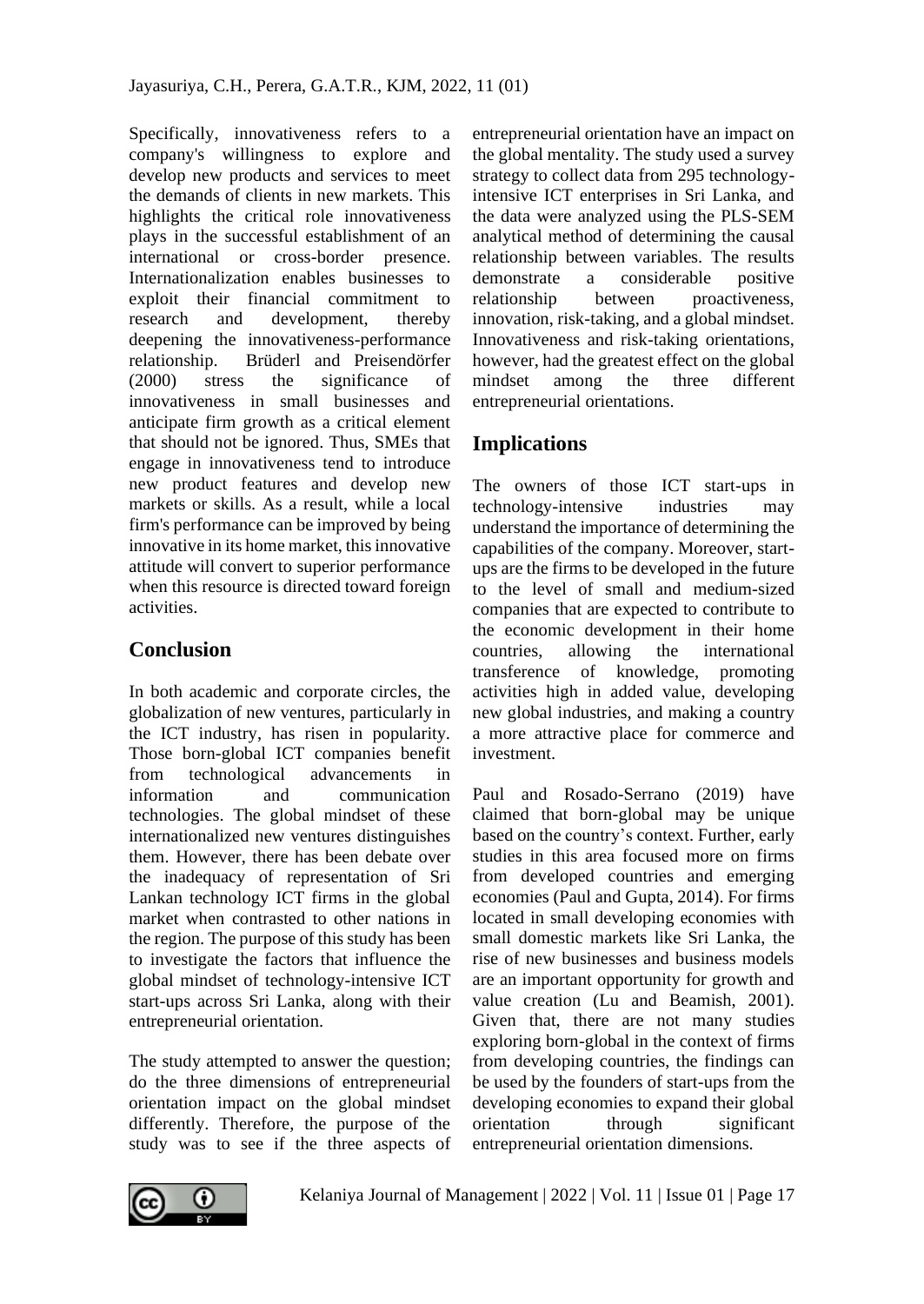Specifically, innovativeness refers to a company's willingness to explore and develop new products and services to meet the demands of clients in new markets. This highlights the critical role innovativeness plays in the successful establishment of an international or cross-border presence. Internationalization enables businesses to exploit their financial commitment to research and development, thereby deepening the innovativeness-performance relationship. Brüderl and Preisendörfer (2000) stress the significance of innovativeness in small businesses and anticipate firm growth as a critical element that should not be ignored. Thus, SMEs that engage in innovativeness tend to introduce new product features and develop new markets or skills. As a result, while a local firm's performance can be improved by being innovative in its home market, this innovative attitude will convert to superior performance when this resource is directed toward foreign activities.

## Conclusion

In both academic and corporate circles, the globalization of new ventures, particularly in the ICT industry, has risen in popularity. Those born-global ICT companies benefit from technological advancements in information and communication technologies. The global mindset of these internationalized new ventures distinguishes them. However, there has been debate over the inadequacy of representation of Sri Lankan technology ICT firms in the global market when contrasted to other nations in the region. The purpose of this study has been to investigate the factors that influence the global mindset of technology-intensive ICT start-ups across Sri Lanka, along with their entrepreneurial orientation.

The study attempted to answer the question; do the three dimensions of entrepreneurial orientation impact on the global mindset differently. Therefore, the purpose of the study was to see if the three aspects of entrepreneurial orientation have an impact on the global mentality. The study used a survey strategy to collect data from 295 technology-intensive ICT enterprises in Sri Lanka, and the data were analyzed using the PLS-SEM analytical method of determining the causal relationship between variables. The results demonstrate a considerable positive relationship between proactiveness, innovation, risk-taking, and a global mindset. Innovativeness and risk-taking orientations, however, had the greatest effect on the global mindset among the three different entrepreneurial orientations.

## Implications

The owners of those ICT start-ups in technology-intensive industries may understand the importance of determining the capabilities of the company. Moreover, start-ups are the firms to be developed in the future to the level of small and medium-sized companies that are expected to contribute to the economic development in their home countries, allowing the international transference of knowledge, promoting activities high in added value, developing new global industries, and making a country a more attractive place for commerce and investment.

Paul and Rosado-Serrano (2019) have claimed that born-global may be unique based on the country's context. Further, early studies in this area focused more on firms from developed countries and emerging economies (Paul and Gupta, 2014). For firms located in small developing economies with small domestic markets like Sri Lanka, the rise of new businesses and business models are an important opportunity for growth and value creation (Lu and Beamish, 2001). Given that, there are not many studies exploring born-global in the context of firms from developing countries, the findings can be used by the founders of start-ups from the developing economies to expand their global orientation through significant entrepreneurial orientation dimensions.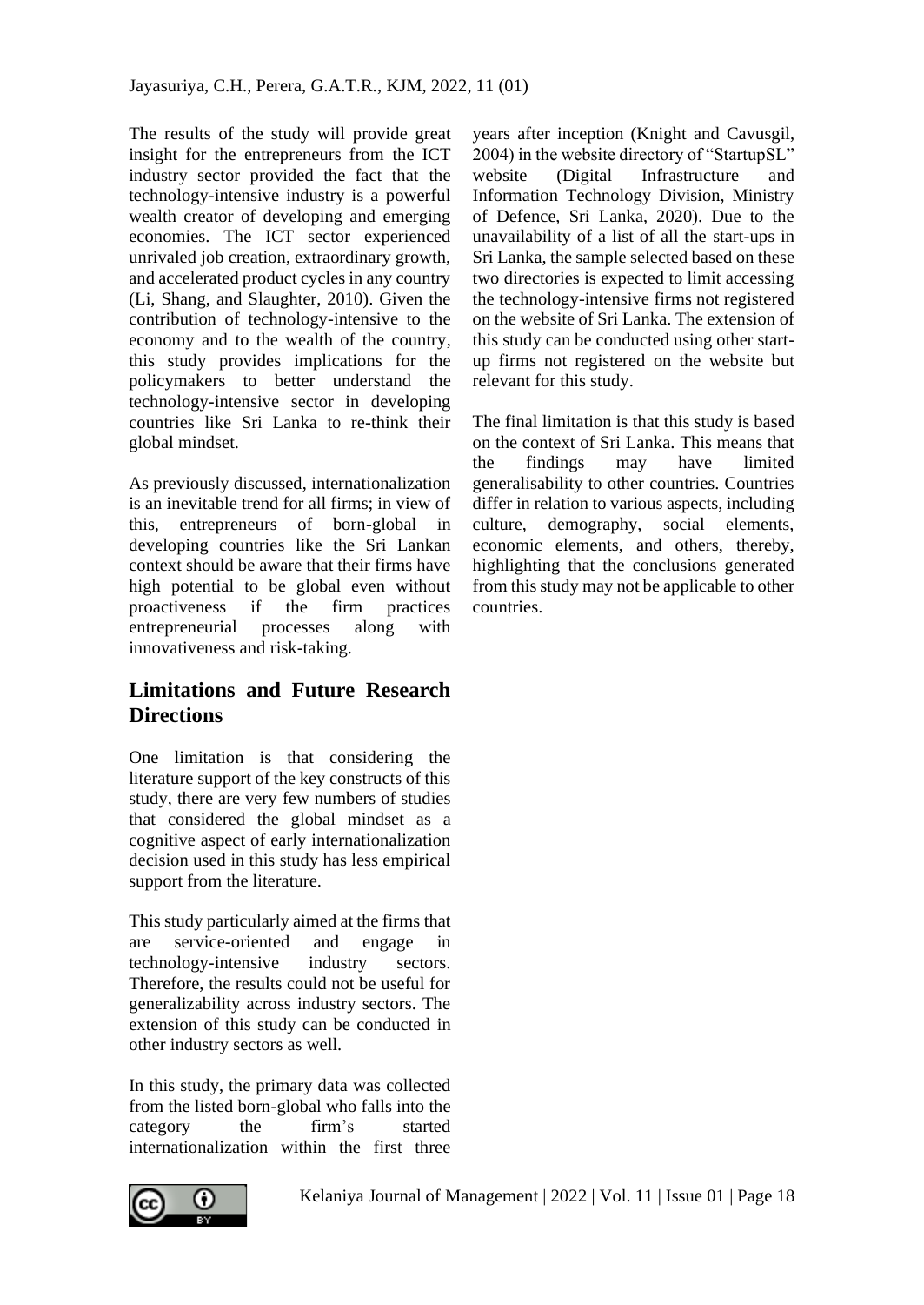The results of the study will provide great insight for the entrepreneurs from the ICT industry sector provided the fact that the technology-intensive industry is a powerful wealth creator of developing and emerging economies. The ICT sector experienced unrivaled job creation, extraordinary growth, and accelerated product cycles in any country (Li, Shang, and Slaughter, 2010). Given the contribution of technology-intensive to the economy and to the wealth of the country, this study provides implications for the policymakers to better understand the technology-intensive sector in developing countries like Sri Lanka to re-think their global mindset.

As previously discussed, internationalization is an inevitable trend for all firms; in view of this, entrepreneurs of born-global in developing countries like the Sri Lankan context should be aware that their firms have high potential to be global even without proactiveness if the firm practices entrepreneurial processes along with innovativeness and risk-taking.

## Limitations and Future Research Directions

One limitation is that considering the literature support of the key constructs of this study, there are very few numbers of studies that considered the global mindset as a cognitive aspect of early internationalization decision used in this study has less empirical support from the literature.

This study particularly aimed at the firms that are service-oriented and engage in technology-intensive industry sectors. Therefore, the results could not be useful for generalizability across industry sectors. The extension of this study can be conducted in other industry sectors as well.

In this study, the primary data was collected from the listed born-global who falls into the category the firm's started internationalization within the first three years after inception (Knight and Cavusgil, 2004) in the website directory of "StartupSL" website (Digital Infrastructure and Information Technology Division, Ministry of Defence, Sri Lanka, 2020). Due to the unavailability of a list of all the start-ups in Sri Lanka, the sample selected based on these two directories is expected to limit accessing the technology-intensive firms not registered on the website of Sri Lanka. The extension of this study can be conducted using other start-up firms not registered on the website but relevant for this study.

The final limitation is that this study is based on the context of Sri Lanka. This means that the findings may have limited generalisability to other countries. Countries differ in relation to various aspects, including culture, demography, social elements, economic elements, and others, thereby, highlighting that the conclusions generated from this study may not be applicable to other countries.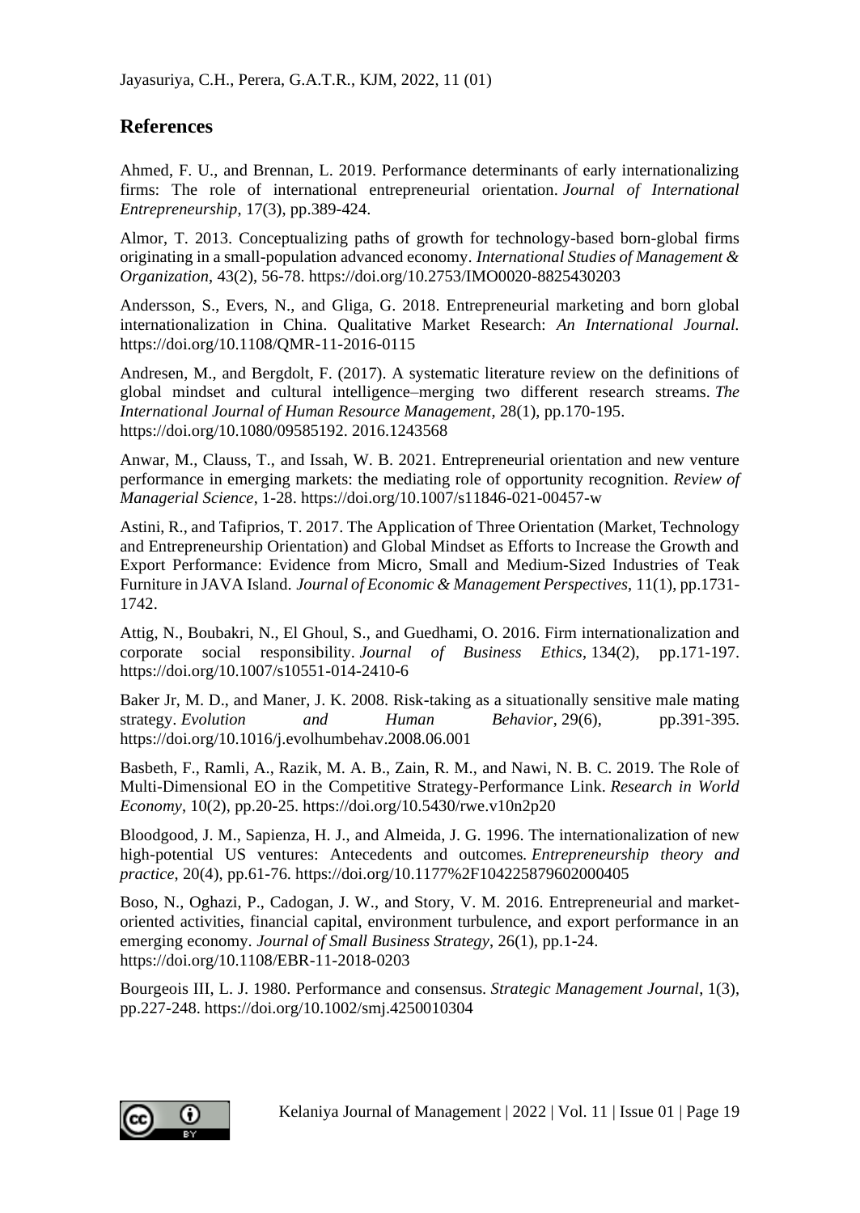## References

Ahmed, F. U., and Brennan, L. 2019. Performance determinants of early internationalizing firms: The role of international entrepreneurial orientation. *Journal of International Entrepreneurship*, 17(3), pp.389-424.

Almor, T. 2013. Conceptualizing paths of growth for technology-based born-global firms originating in a small-population advanced economy. *International Studies of Management & Organization*, 43(2), 56-78. https://doi.org/10.2753/IMO0020-8825430203

Andersson, S., Evers, N., and Gliga, G. 2018. Entrepreneurial marketing and born global internationalization in China. Qualitative Market Research: *An International Journal*. https://doi.org/10.1108/QMR-11-2016-0115

Andresen, M., and Bergdolt, F. (2017). A systematic literature review on the definitions of global mindset and cultural intelligence–merging two different research streams. *The International Journal of Human Resource Management*, 28(1), pp.170-195. https://doi.org/10.1080/09585192. 2016.1243568

Anwar, M., Clauss, T., and Issah, W. B. 2021. Entrepreneurial orientation and new venture performance in emerging markets: the mediating role of opportunity recognition. *Review of Managerial Science*, 1-28. https://doi.org/10.1007/s11846-021-00457-w

Astini, R., and Tafiprios, T. 2017. The Application of Three Orientation (Market, Technology and Entrepreneurship Orientation) and Global Mindset as Efforts to Increase the Growth and Export Performance: Evidence from Micro, Small and Medium-Sized Industries of Teak Furniture in JAVA Island. *Journal of Economic & Management Perspectives*, 11(1), pp.1731-1742.

Attig, N., Boubakri, N., El Ghoul, S., and Guedhami, O. 2016. Firm internationalization and corporate social responsibility. *Journal of Business Ethics*, 134(2), pp.171-197. https://doi.org/10.1007/s10551-014-2410-6

Baker Jr, M. D., and Maner, J. K. 2008. Risk-taking as a situationally sensitive male mating strategy. *Evolution and Human Behavior*, 29(6), pp.391-395. https://doi.org/10.1016/j.evolhumbehav.2008.06.001

Basbeth, F., Ramli, A., Razik, M. A. B., Zain, R. M., and Nawi, N. B. C. 2019. The Role of Multi-Dimensional EO in the Competitive Strategy-Performance Link. *Research in World Economy*, 10(2), pp.20-25. https://doi.org/10.5430/rwe.v10n2p20

Bloodgood, J. M., Sapienza, H. J., and Almeida, J. G. 1996. The internationalization of new high-potential US ventures: Antecedents and outcomes. *Entrepreneurship theory and practice*, 20(4), pp.61-76. https://doi.org/10.1177%2F104225879602000405

Boso, N., Oghazi, P., Cadogan, J. W., and Story, V. M. 2016. Entrepreneurial and market-oriented activities, financial capital, environment turbulence, and export performance in an emerging economy. *Journal of Small Business Strategy*, 26(1), pp.1-24. https://doi.org/10.1108/EBR-11-2018-0203

Bourgeois III, L. J. 1980. Performance and consensus. *Strategic Management Journal*, 1(3), pp.227-248. https://doi.org/10.1002/smj.4250010304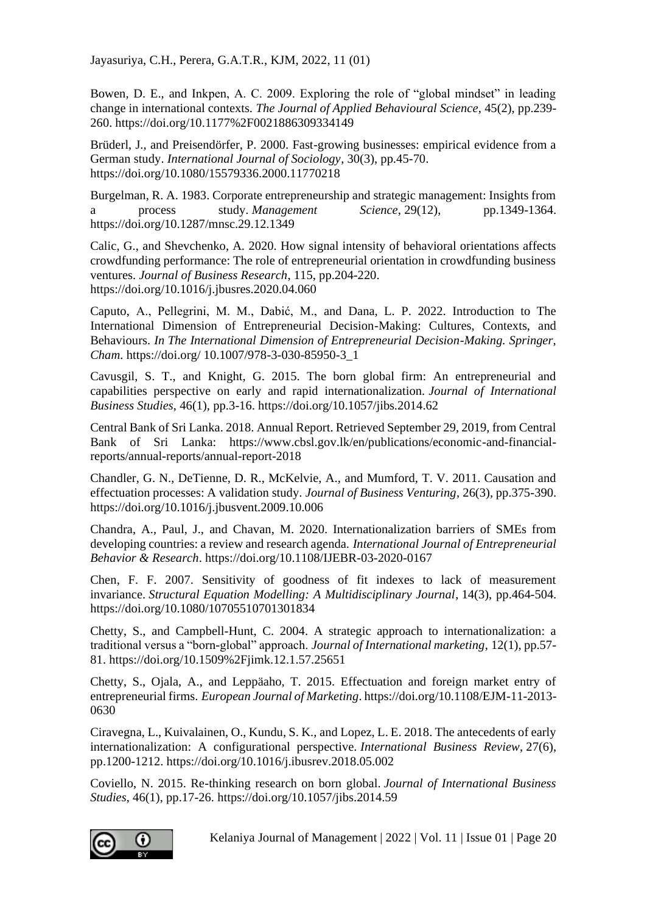Bowen, D. E., and Inkpen, A. C. 2009. Exploring the role of "global mindset" in leading change in international contexts. *The Journal of Applied Behavioural Science*, 45(2), pp.239-260. https://doi.org/10.1177%2F0021886309334149

Brüderl, J., and Preisendörfer, P. 2000. Fast-growing businesses: empirical evidence from a German study. *International Journal of Sociology*, 30(3), pp.45-70. https://doi.org/10.1080/15579336.2000.11770218

Burgelman, R. A. 1983. Corporate entrepreneurship and strategic management: Insights from a process study. *Management Science*, 29(12), pp.1349-1364. https://doi.org/10.1287/mnsc.29.12.1349

Calic, G., and Shevchenko, A. 2020. How signal intensity of behavioral orientations affects crowdfunding performance: The role of entrepreneurial orientation in crowdfunding business ventures. *Journal of Business Research*, 115, pp.204-220. https://doi.org/10.1016/j.jbusres.2020.04.060

Caputo, A., Pellegrini, M. M., Dabić, M., and Dana, L. P. 2022. Introduction to The International Dimension of Entrepreneurial Decision-Making: Cultures, Contexts, and Behaviours. *In The International Dimension of Entrepreneurial Decision-Making. Springer, Cham*. https://doi.org/ 10.1007/978-3-030-85950-3_1

Cavusgil, S. T., and Knight, G. 2015. The born global firm: An entrepreneurial and capabilities perspective on early and rapid internationalization. *Journal of International Business Studies*, 46(1), pp.3-16. https://doi.org/10.1057/jibs.2014.62

Central Bank of Sri Lanka. 2018. Annual Report. Retrieved September 29, 2019, from Central Bank of Sri Lanka: https://www.cbsl.gov.lk/en/publications/economic-and-financial-reports/annual-reports/annual-report-2018

Chandler, G. N., DeTienne, D. R., McKelvie, A., and Mumford, T. V. 2011. Causation and effectuation processes: A validation study. *Journal of Business Venturing*, 26(3), pp.375-390. https://doi.org/10.1016/j.jbusvent.2009.10.006

Chandra, A., Paul, J., and Chavan, M. 2020. Internationalization barriers of SMEs from developing countries: a review and research agenda. *International Journal of Entrepreneurial Behavior & Research*. https://doi.org/10.1108/IJEBR-03-2020-0167

Chen, F. F. 2007. Sensitivity of goodness of fit indexes to lack of measurement invariance. *Structural Equation Modelling: A Multidisciplinary Journal*, 14(3), pp.464-504. https://doi.org/10.1080/10705510701301834

Chetty, S., and Campbell-Hunt, C. 2004. A strategic approach to internationalization: a traditional versus a "born-global" approach. *Journal of International marketing*, 12(1), pp.57-81. https://doi.org/10.1509%2Fjimk.12.1.57.25651

Chetty, S., Ojala, A., and Leppäaho, T. 2015. Effectuation and foreign market entry of entrepreneurial firms. *European Journal of Marketing*. https://doi.org/10.1108/EJM-11-2013-0630

Ciravegna, L., Kuivalainen, O., Kundu, S. K., and Lopez, L. E. 2018. The antecedents of early internationalization: A configurational perspective. *International Business Review*, 27(6), pp.1200-1212. https://doi.org/10.1016/j.ibusrev.2018.05.002

Coviello, N. 2015. Re-thinking research on born global. *Journal of International Business Studies*, 46(1), pp.17-26. https://doi.org/10.1057/jibs.2014.59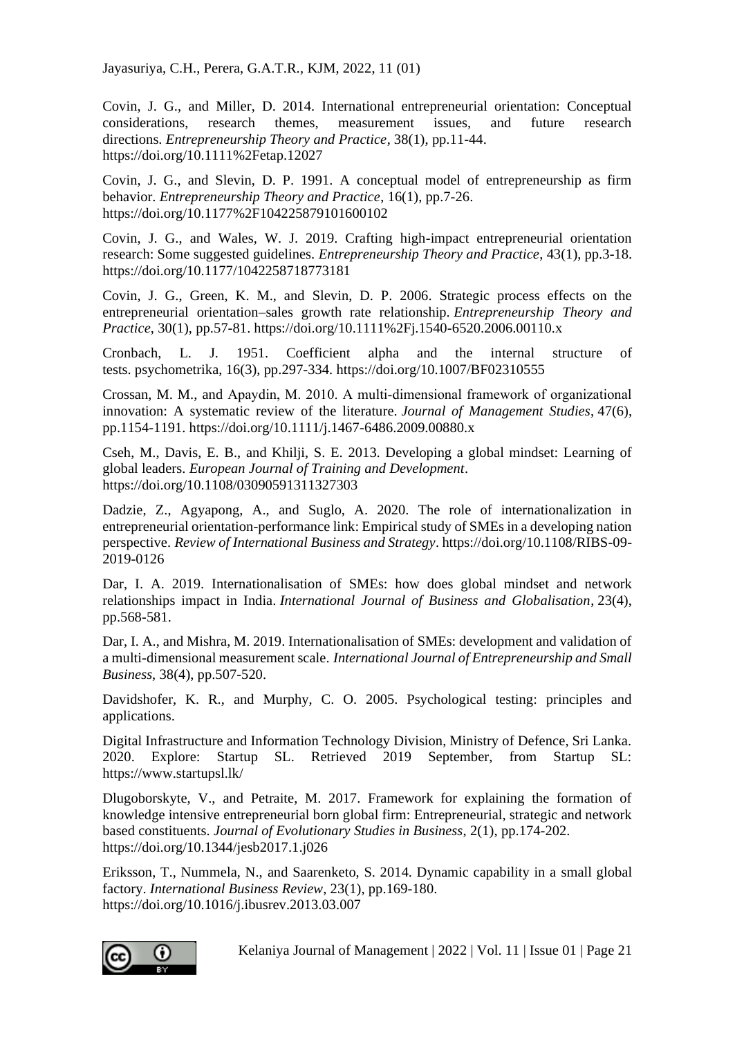Covin, J. G., and Miller, D. 2014. International entrepreneurial orientation: Conceptual considerations, research themes, measurement issues, and future research directions. *Entrepreneurship Theory and Practice*, 38(1), pp.11-44. https://doi.org/10.1111%2Fetap.12027

Covin, J. G., and Slevin, D. P. 1991. A conceptual model of entrepreneurship as firm behavior. *Entrepreneurship Theory and Practice*, 16(1), pp.7-26. https://doi.org/10.1177%2F104225879101600102

Covin, J. G., and Wales, W. J. 2019. Crafting high-impact entrepreneurial orientation research: Some suggested guidelines. *Entrepreneurship Theory and Practice*, 43(1), pp.3-18. https://doi.org/10.1177/1042258718773181

Covin, J. G., Green, K. M., and Slevin, D. P. 2006. Strategic process effects on the entrepreneurial orientation–sales growth rate relationship. *Entrepreneurship Theory and Practice*, 30(1), pp.57-81. https://doi.org/10.1111%2Fj.1540-6520.2006.00110.x

Cronbach, L. J. 1951. Coefficient alpha and the internal structure of tests. psychometrika, 16(3), pp.297-334. https://doi.org/10.1007/BF02310555

Crossan, M. M., and Apaydin, M. 2010. A multi-dimensional framework of organizational innovation: A systematic review of the literature. *Journal of Management Studies*, 47(6), pp.1154-1191. https://doi.org/10.1111/j.1467-6486.2009.00880.x

Cseh, M., Davis, E. B., and Khilji, S. E. 2013. Developing a global mindset: Learning of global leaders. *European Journal of Training and Development*. https://doi.org/10.1108/03090591311327303

Dadzie, Z., Agyapong, A., and Suglo, A. 2020. The role of internationalization in entrepreneurial orientation-performance link: Empirical study of SMEs in a developing nation perspective. *Review of International Business and Strategy*. https://doi.org/10.1108/RIBS-09-2019-0126

Dar, I. A. 2019. Internationalisation of SMEs: how does global mindset and network relationships impact in India. *International Journal of Business and Globalisation*, 23(4), pp.568-581.

Dar, I. A., and Mishra, M. 2019. Internationalisation of SMEs: development and validation of a multi-dimensional measurement scale. *International Journal of Entrepreneurship and Small Business*, 38(4), pp.507-520.

Davidshofer, K. R., and Murphy, C. O. 2005. Psychological testing: principles and applications.

Digital Infrastructure and Information Technology Division, Ministry of Defence, Sri Lanka. 2020. Explore: Startup SL. Retrieved 2019 September, from Startup SL: https://www.startupsl.lk/

Dlugoborskyte, V., and Petraite, M. 2017. Framework for explaining the formation of knowledge intensive entrepreneurial born global firm: Entrepreneurial, strategic and network based constituents. *Journal of Evolutionary Studies in Business*, 2(1), pp.174-202. https://doi.org/10.1344/jesb2017.1.j026

Eriksson, T., Nummela, N., and Saarenketo, S. 2014. Dynamic capability in a small global factory. *International Business Review*, 23(1), pp.169-180. https://doi.org/10.1016/j.ibusrev.2013.03.007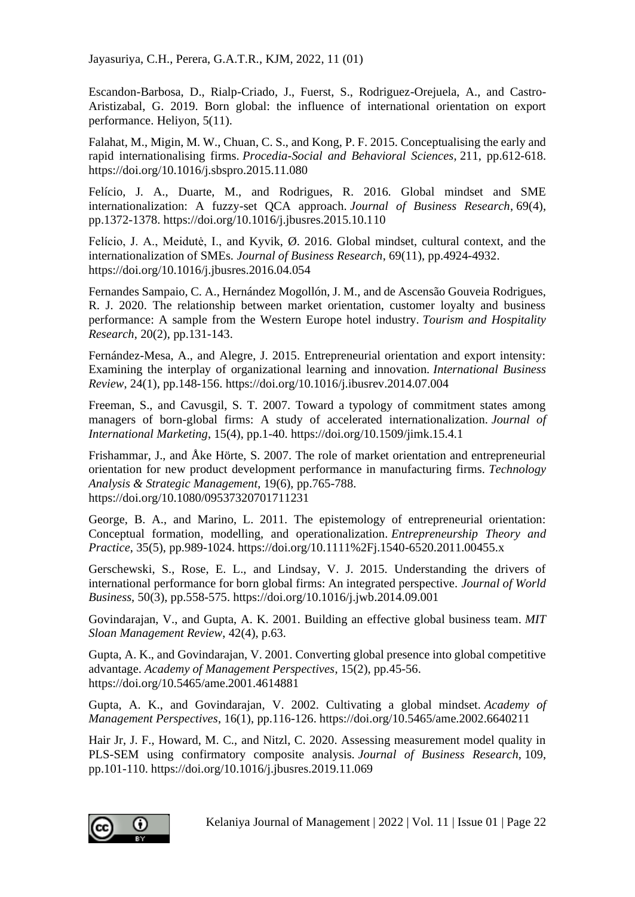Escandon-Barbosa, D., Rialp-Criado, J., Fuerst, S., Rodriguez-Orejuela, A., and Castro-Aristizabal, G. 2019. Born global: the influence of international orientation on export performance. Heliyon, 5(11).

Falahat, M., Migin, M. W., Chuan, C. S., and Kong, P. F. 2015. Conceptualising the early and rapid internationalising firms. *Procedia-Social and Behavioral Sciences*, 211, pp.612-618. https://doi.org/10.1016/j.sbspro.2015.11.080

Felício, J. A., Duarte, M., and Rodrigues, R. 2016. Global mindset and SME internationalization: A fuzzy-set QCA approach. *Journal of Business Research*, 69(4), pp.1372-1378. https://doi.org/10.1016/j.jbusres.2015.10.110

Felício, J. A., Meidutė, I., and Kyvik, Ø. 2016. Global mindset, cultural context, and the internationalization of SMEs. *Journal of Business Research*, 69(11), pp.4924-4932. https://doi.org/10.1016/j.jbusres.2016.04.054

Fernandes Sampaio, C. A., Hernández Mogollón, J. M., and de Ascensão Gouveia Rodrigues, R. J. 2020. The relationship between market orientation, customer loyalty and business performance: A sample from the Western Europe hotel industry. *Tourism and Hospitality Research*, 20(2), pp.131-143.

Fernández-Mesa, A., and Alegre, J. 2015. Entrepreneurial orientation and export intensity: Examining the interplay of organizational learning and innovation. *International Business Review*, 24(1), pp.148-156. https://doi.org/10.1016/j.ibusrev.2014.07.004

Freeman, S., and Cavusgil, S. T. 2007. Toward a typology of commitment states among managers of born-global firms: A study of accelerated internationalization. *Journal of International Marketing*, 15(4), pp.1-40. https://doi.org/10.1509/jimk.15.4.1

Frishammar, J., and Åke Hörte, S. 2007. The role of market orientation and entrepreneurial orientation for new product development performance in manufacturing firms. *Technology Analysis & Strategic Management*, 19(6), pp.765-788. https://doi.org/10.1080/09537320701711231

George, B. A., and Marino, L. 2011. The epistemology of entrepreneurial orientation: Conceptual formation, modelling, and operationalization. *Entrepreneurship Theory and Practice*, 35(5), pp.989-1024. https://doi.org/10.1111%2Fj.1540-6520.2011.00455.x

Gerschewski, S., Rose, E. L., and Lindsay, V. J. 2015. Understanding the drivers of international performance for born global firms: An integrated perspective. *Journal of World Business*, 50(3), pp.558-575. https://doi.org/10.1016/j.jwb.2014.09.001

Govindarajan, V., and Gupta, A. K. 2001. Building an effective global business team. *MIT Sloan Management Review*, 42(4), p.63.

Gupta, A. K., and Govindarajan, V. 2001. Converting global presence into global competitive advantage. *Academy of Management Perspectives*, 15(2), pp.45-56. https://doi.org/10.5465/ame.2001.4614881

Gupta, A. K., and Govindarajan, V. 2002. Cultivating a global mindset. *Academy of Management Perspectives*, 16(1), pp.116-126. https://doi.org/10.5465/ame.2002.6640211

Hair Jr, J. F., Howard, M. C., and Nitzl, C. 2020. Assessing measurement model quality in PLS-SEM using confirmatory composite analysis. *Journal of Business Research*, 109, pp.101-110. https://doi.org/10.1016/j.jbusres.2019.11.069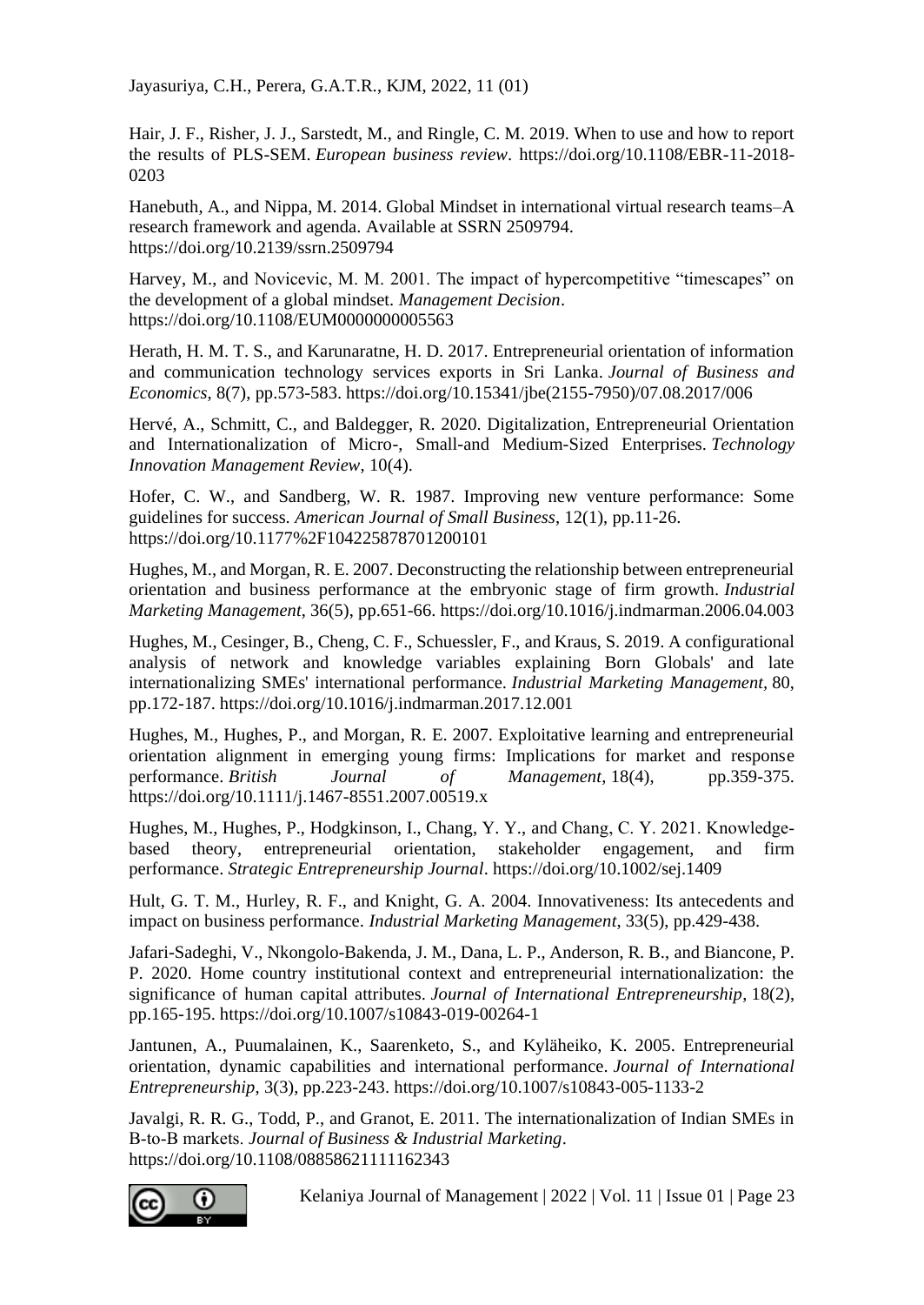Hair, J. F., Risher, J. J., Sarstedt, M., and Ringle, C. M. 2019. When to use and how to report the results of PLS-SEM. *European business review*. https://doi.org/10.1108/EBR-11-2018-0203

Hanebuth, A., and Nippa, M. 2014. Global Mindset in international virtual research teams–A research framework and agenda. Available at SSRN 2509794. https://doi.org/10.2139/ssrn.2509794

Harvey, M., and Novicevic, M. M. 2001. The impact of hypercompetitive "timescapes" on the development of a global mindset. *Management Decision*. https://doi.org/10.1108/EUM0000000005563

Herath, H. M. T. S., and Karunaratne, H. D. 2017. Entrepreneurial orientation of information and communication technology services exports in Sri Lanka. *Journal of Business and Economics*, 8(7), pp.573-583. https://doi.org/10.15341/jbe(2155-7950)/07.08.2017/006

Hervé, A., Schmitt, C., and Baldegger, R. 2020. Digitalization, Entrepreneurial Orientation and Internationalization of Micro-, Small-and Medium-Sized Enterprises. *Technology Innovation Management Review*, 10(4).

Hofer, C. W., and Sandberg, W. R. 1987. Improving new venture performance: Some guidelines for success. *American Journal of Small Business*, 12(1), pp.11-26. https://doi.org/10.1177%2F104225878701200101

Hughes, M., and Morgan, R. E. 2007. Deconstructing the relationship between entrepreneurial orientation and business performance at the embryonic stage of firm growth. *Industrial Marketing Management*, 36(5), pp.651-66. https://doi.org/10.1016/j.indmarman.2006.04.003

Hughes, M., Cesinger, B., Cheng, C. F., Schuessler, F., and Kraus, S. 2019. A configurational analysis of network and knowledge variables explaining Born Globals' and late internationalizing SMEs' international performance. *Industrial Marketing Management*, 80, pp.172-187. https://doi.org/10.1016/j.indmarman.2017.12.001

Hughes, M., Hughes, P., and Morgan, R. E. 2007. Exploitative learning and entrepreneurial orientation alignment in emerging young firms: Implications for market and response performance. *British Journal of Management*, 18(4), pp.359-375. https://doi.org/10.1111/j.1467-8551.2007.00519.x

Hughes, M., Hughes, P., Hodgkinson, I., Chang, Y. Y., and Chang, C. Y. 2021. Knowledge-based theory, entrepreneurial orientation, stakeholder engagement, and firm performance. *Strategic Entrepreneurship Journal*. https://doi.org/10.1002/sej.1409

Hult, G. T. M., Hurley, R. F., and Knight, G. A. 2004. Innovativeness: Its antecedents and impact on business performance. *Industrial Marketing Management*, 33(5), pp.429-438.

Jafari-Sadeghi, V., Nkongolo-Bakenda, J. M., Dana, L. P., Anderson, R. B., and Biancone, P. P. 2020. Home country institutional context and entrepreneurial internationalization: the significance of human capital attributes. *Journal of International Entrepreneurship*, 18(2), pp.165-195. https://doi.org/10.1007/s10843-019-00264-1

Jantunen, A., Puumalainen, K., Saarenketo, S., and Kyläheiko, K. 2005. Entrepreneurial orientation, dynamic capabilities and international performance. *Journal of International Entrepreneurship*, 3(3), pp.223-243. https://doi.org/10.1007/s10843-005-1133-2

Javalgi, R. R. G., Todd, P., and Granot, E. 2011. The internationalization of Indian SMEs in B-to-B markets. *Journal of Business & Industrial Marketing*. https://doi.org/10.1108/08858621111162343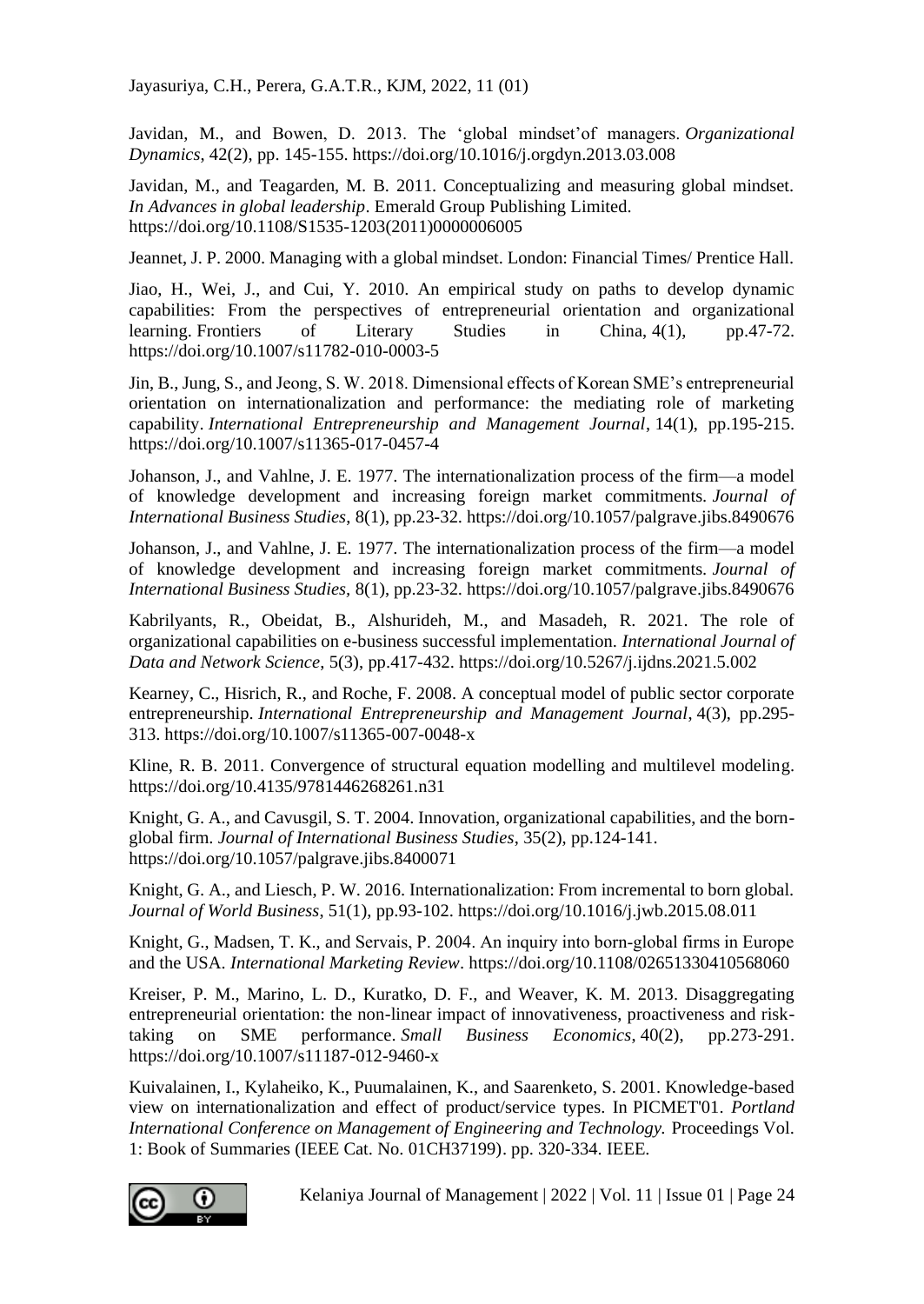Javidan, M., and Bowen, D. 2013. The 'global mindset'of managers. *Organizational Dynamics*, 42(2), pp. 145-155. https://doi.org/10.1016/j.orgdyn.2013.03.008

Javidan, M., and Teagarden, M. B. 2011. Conceptualizing and measuring global mindset. *In Advances in global leadership*. Emerald Group Publishing Limited. https://doi.org/10.1108/S1535-1203(2011)0000006005

Jeannet, J. P. 2000. Managing with a global mindset. London: Financial Times/ Prentice Hall.

Jiao, H., Wei, J., and Cui, Y. 2010. An empirical study on paths to develop dynamic capabilities: From the perspectives of entrepreneurial orientation and organizational learning. Frontiers of Literary Studies in China, 4(1), pp.47-72. https://doi.org/10.1007/s11782-010-0003-5

Jin, B., Jung, S., and Jeong, S. W. 2018. Dimensional effects of Korean SME's entrepreneurial orientation on internationalization and performance: the mediating role of marketing capability. *International Entrepreneurship and Management Journal*, 14(1), pp.195-215. https://doi.org/10.1007/s11365-017-0457-4

Johanson, J., and Vahlne, J. E. 1977. The internationalization process of the firm—a model of knowledge development and increasing foreign market commitments. *Journal of International Business Studies*, 8(1), pp.23-32. https://doi.org/10.1057/palgrave.jibs.8490676

Johanson, J., and Vahlne, J. E. 1977. The internationalization process of the firm—a model of knowledge development and increasing foreign market commitments. *Journal of International Business Studies*, 8(1), pp.23-32. https://doi.org/10.1057/palgrave.jibs.8490676

Kabrilyants, R., Obeidat, B., Alshurideh, M., and Masadeh, R. 2021. The role of organizational capabilities on e-business successful implementation. *International Journal of Data and Network Science*, 5(3), pp.417-432. https://doi.org/10.5267/j.ijdns.2021.5.002

Kearney, C., Hisrich, R., and Roche, F. 2008. A conceptual model of public sector corporate entrepreneurship. *International Entrepreneurship and Management Journal*, 4(3), pp.295-313. https://doi.org/10.1007/s11365-007-0048-x

Kline, R. B. 2011. Convergence of structural equation modelling and multilevel modeling. https://doi.org/10.4135/9781446268261.n31

Knight, G. A., and Cavusgil, S. T. 2004. Innovation, organizational capabilities, and the born-global firm. *Journal of International Business Studies*, 35(2), pp.124-141. https://doi.org/10.1057/palgrave.jibs.8400071

Knight, G. A., and Liesch, P. W. 2016. Internationalization: From incremental to born global. *Journal of World Business*, 51(1), pp.93-102. https://doi.org/10.1016/j.jwb.2015.08.011

Knight, G., Madsen, T. K., and Servais, P. 2004. An inquiry into born-global firms in Europe and the USA. *International Marketing Review*. https://doi.org/10.1108/02651330410568060

Kreiser, P. M., Marino, L. D., Kuratko, D. F., and Weaver, K. M. 2013. Disaggregating entrepreneurial orientation: the non-linear impact of innovativeness, proactiveness and risk-taking on SME performance. *Small Business Economics*, 40(2), pp.273-291. https://doi.org/10.1007/s11187-012-9460-x

Kuivalainen, I., Kylaheiko, K., Puumalainen, K., and Saarenketo, S. 2001. Knowledge-based view on internationalization and effect of product/service types. In PICMET'01. *Portland International Conference on Management of Engineering and Technology.* Proceedings Vol. 1: Book of Summaries (IEEE Cat. No. 01CH37199). pp. 320-334. IEEE.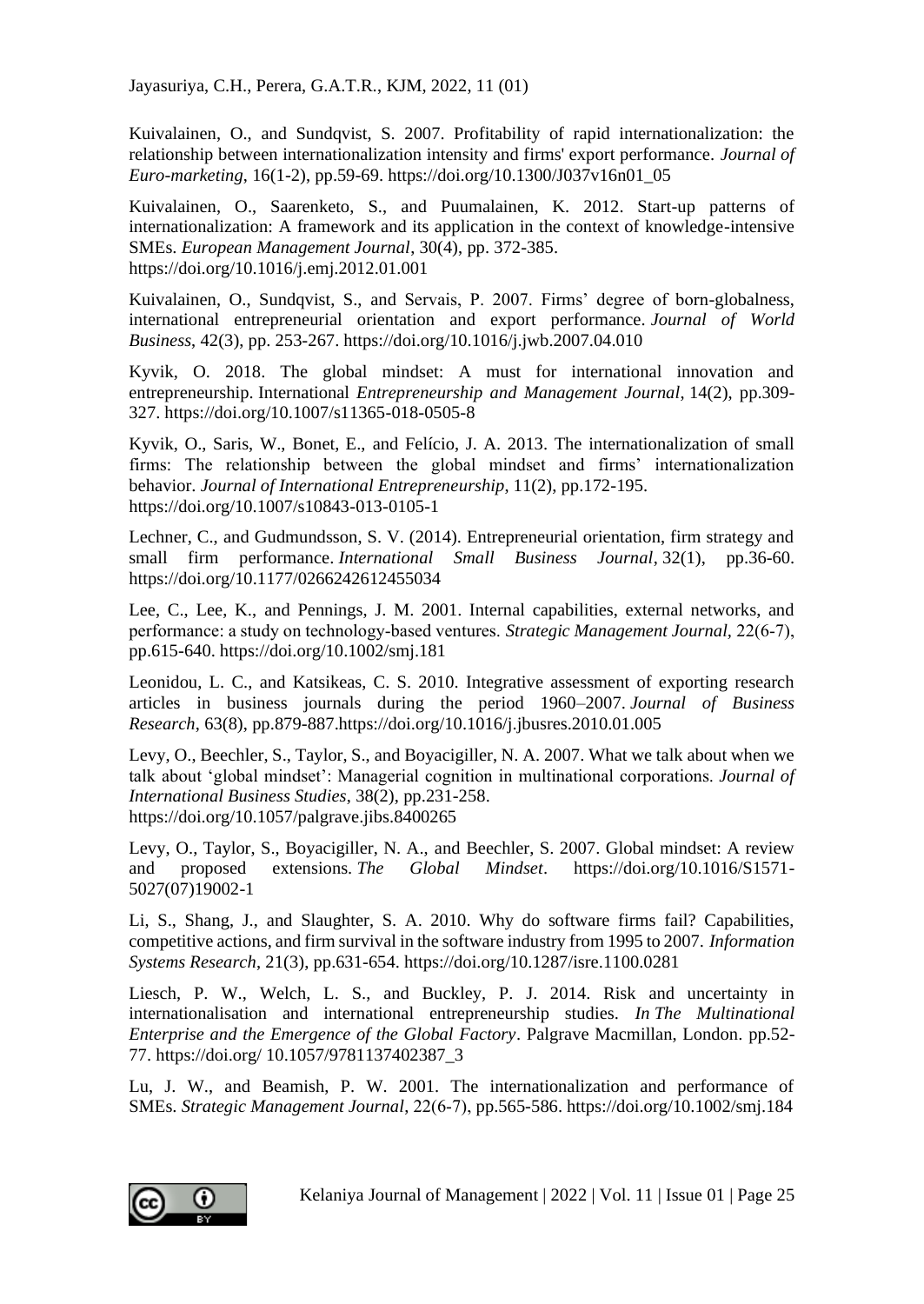Kuivalainen, O., and Sundqvist, S. 2007. Profitability of rapid internationalization: the relationship between internationalization intensity and firms' export performance. *Journal of Euro-marketing*, 16(1-2), pp.59-69. https://doi.org/10.1300/J037v16n01_05

Kuivalainen, O., Saarenketo, S., and Puumalainen, K. 2012. Start-up patterns of internationalization: A framework and its application in the context of knowledge-intensive SMEs. *European Management Journal*, 30(4), pp. 372-385. https://doi.org/10.1016/j.emj.2012.01.001

Kuivalainen, O., Sundqvist, S., and Servais, P. 2007. Firms' degree of born-globalness, international entrepreneurial orientation and export performance. *Journal of World Business*, 42(3), pp. 253-267. https://doi.org/10.1016/j.jwb.2007.04.010

Kyvik, O. 2018. The global mindset: A must for international innovation and entrepreneurship. International *Entrepreneurship and Management Journal*, 14(2), pp.309-327. https://doi.org/10.1007/s11365-018-0505-8

Kyvik, O., Saris, W., Bonet, E., and Felício, J. A. 2013. The internationalization of small firms: The relationship between the global mindset and firms' internationalization behavior. *Journal of International Entrepreneurship*, 11(2), pp.172-195. https://doi.org/10.1007/s10843-013-0105-1

Lechner, C., and Gudmundsson, S. V. (2014). Entrepreneurial orientation, firm strategy and small firm performance. *International Small Business Journal*, 32(1), pp.36-60. https://doi.org/10.1177/0266242612455034

Lee, C., Lee, K., and Pennings, J. M. 2001. Internal capabilities, external networks, and performance: a study on technology-based ventures. *Strategic Management Journal*, 22(6-7), pp.615-640. https://doi.org/10.1002/smj.181

Leonidou, L. C., and Katsikeas, C. S. 2010. Integrative assessment of exporting research articles in business journals during the period 1960–2007. *Journal of Business Research*, 63(8), pp.879-887.https://doi.org/10.1016/j.jbusres.2010.01.005

Levy, O., Beechler, S., Taylor, S., and Boyacigiller, N. A. 2007. What we talk about when we talk about 'global mindset': Managerial cognition in multinational corporations. *Journal of International Business Studies*, 38(2), pp.231-258. https://doi.org/10.1057/palgrave.jibs.8400265

Levy, O., Taylor, S., Boyacigiller, N. A., and Beechler, S. 2007. Global mindset: A review and proposed extensions. *The Global Mindset*. https://doi.org/10.1016/S1571-5027(07)19002-1

Li, S., Shang, J., and Slaughter, S. A. 2010. Why do software firms fail? Capabilities, competitive actions, and firm survival in the software industry from 1995 to 2007. *Information Systems Research*, 21(3), pp.631-654. https://doi.org/10.1287/isre.1100.0281

Liesch, P. W., Welch, L. S., and Buckley, P. J. 2014. Risk and uncertainty in internationalisation and international entrepreneurship studies. *In The Multinational Enterprise and the Emergence of the Global Factory*. Palgrave Macmillan, London. pp.52-77. https://doi.org/ 10.1057/9781137402387_3

Lu, J. W., and Beamish, P. W. 2001. The internationalization and performance of SMEs. *Strategic Management Journal*, 22(6-7), pp.565-586. https://doi.org/10.1002/smj.184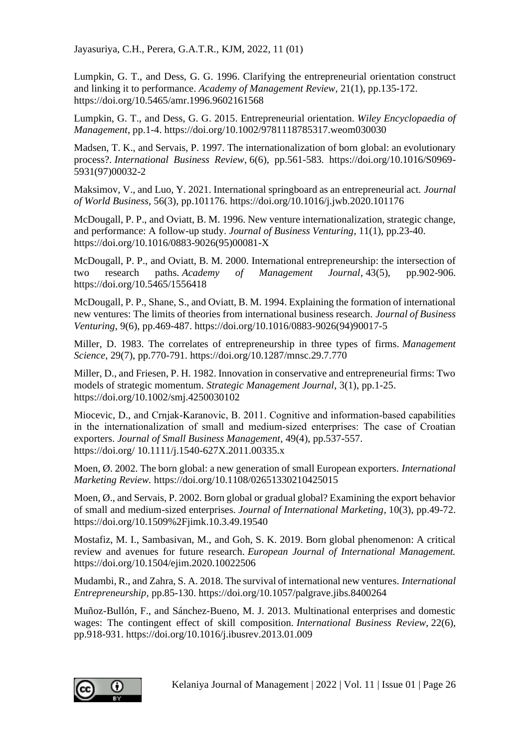Lumpkin, G. T., and Dess, G. G. 1996. Clarifying the entrepreneurial orientation construct and linking it to performance. *Academy of Management Review*, 21(1), pp.135-172. https://doi.org/10.5465/amr.1996.9602161568

Lumpkin, G. T., and Dess, G. G. 2015. Entrepreneurial orientation. *Wiley Encyclopaedia of Management*, pp.1-4. https://doi.org/10.1002/9781118785317.weom030030

Madsen, T. K., and Servais, P. 1997. The internationalization of born global: an evolutionary process?. *International Business Review*, 6(6), pp.561-583. https://doi.org/10.1016/S0969-5931(97)00032-2

Maksimov, V., and Luo, Y. 2021. International springboard as an entrepreneurial act. *Journal of World Business*, 56(3), pp.101176. https://doi.org/10.1016/j.jwb.2020.101176

McDougall, P. P., and Oviatt, B. M. 1996. New venture internationalization, strategic change, and performance: A follow-up study. *Journal of Business Venturing*, 11(1), pp.23-40. https://doi.org/10.1016/0883-9026(95)00081-X

McDougall, P. P., and Oviatt, B. M. 2000. International entrepreneurship: the intersection of two research paths. *Academy of Management Journal*, 43(5), pp.902-906. https://doi.org/10.5465/1556418

McDougall, P. P., Shane, S., and Oviatt, B. M. 1994. Explaining the formation of international new ventures: The limits of theories from international business research. *Journal of Business Venturing*, 9(6), pp.469-487. https://doi.org/10.1016/0883-9026(94)90017-5

Miller, D. 1983. The correlates of entrepreneurship in three types of firms. *Management Science*, 29(7), pp.770-791. https://doi.org/10.1287/mnsc.29.7.770

Miller, D., and Friesen, P. H. 1982. Innovation in conservative and entrepreneurial firms: Two models of strategic momentum. *Strategic Management Journal*, 3(1), pp.1-25. https://doi.org/10.1002/smj.4250030102

Miocevic, D., and Crnjak-Karanovic, B. 2011. Cognitive and information-based capabilities in the internationalization of small and medium-sized enterprises: The case of Croatian exporters. *Journal of Small Business Management*, 49(4), pp.537-557. https://doi.org/ 10.1111/j.1540-627X.2011.00335.x

Moen, Ø. 2002. The born global: a new generation of small European exporters. *International Marketing Review.* https://doi.org/10.1108/02651330210425015

Moen, Ø., and Servais, P. 2002. Born global or gradual global? Examining the export behavior of small and medium-sized enterprises. *Journal of International Marketing*, 10(3), pp.49-72. https://doi.org/10.1509%2Fjimk.10.3.49.19540

Mostafiz, M. I., Sambasivan, M., and Goh, S. K. 2019. Born global phenomenon: A critical review and avenues for future research. *European Journal of International Management.* https://doi.org/10.1504/ejim.2020.10022506

Mudambi, R., and Zahra, S. A. 2018. The survival of international new ventures. *International Entrepreneurship*, pp.85-130. https://doi.org/10.1057/palgrave.jibs.8400264

Muñoz-Bullón, F., and Sánchez-Bueno, M. J. 2013. Multinational enterprises and domestic wages: The contingent effect of skill composition. *International Business Review*, 22(6), pp.918-931. https://doi.org/10.1016/j.ibusrev.2013.01.009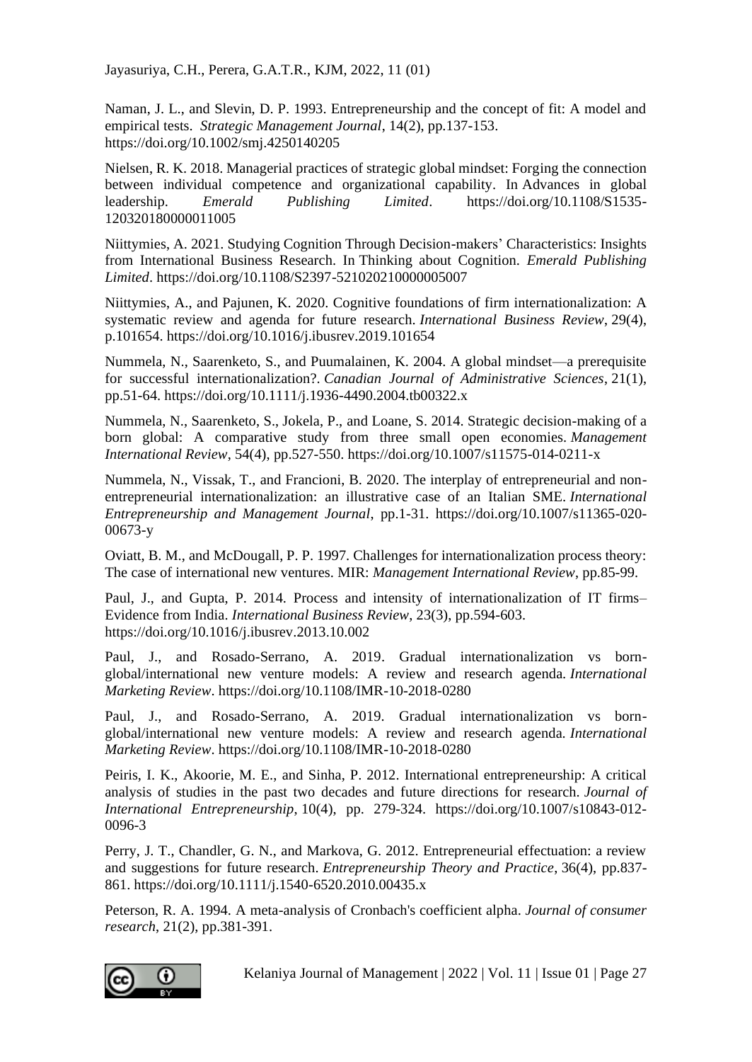Naman, J. L., and Slevin, D. P. 1993. Entrepreneurship and the concept of fit: A model and empirical tests. *Strategic Management Journal*, 14(2), pp.137-153. https://doi.org/10.1002/smj.4250140205

Nielsen, R. K. 2018. Managerial practices of strategic global mindset: Forging the connection between individual competence and organizational capability. In Advances in global leadership. *Emerald Publishing Limited*. https://doi.org/10.1108/S1535-120320180000011005

Niittymies, A. 2021. Studying Cognition Through Decision-makers' Characteristics: Insights from International Business Research. In Thinking about Cognition. *Emerald Publishing Limited*. https://doi.org/10.1108/S2397-521020210000005007

Niittymies, A., and Pajunen, K. 2020. Cognitive foundations of firm internationalization: A systematic review and agenda for future research. *International Business Review*, 29(4), p.101654. https://doi.org/10.1016/j.ibusrev.2019.101654

Nummela, N., Saarenketo, S., and Puumalainen, K. 2004. A global mindset—a prerequisite for successful internationalization?. *Canadian Journal of Administrative Sciences*, 21(1), pp.51-64. https://doi.org/10.1111/j.1936-4490.2004.tb00322.x

Nummela, N., Saarenketo, S., Jokela, P., and Loane, S. 2014. Strategic decision-making of a born global: A comparative study from three small open economies. *Management International Review*, 54(4), pp.527-550. https://doi.org/10.1007/s11575-014-0211-x

Nummela, N., Vissak, T., and Francioni, B. 2020. The interplay of entrepreneurial and non-entrepreneurial internationalization: an illustrative case of an Italian SME. *International Entrepreneurship and Management Journal*, pp.1-31. https://doi.org/10.1007/s11365-020-00673-y

Oviatt, B. M., and McDougall, P. P. 1997. Challenges for internationalization process theory: The case of international new ventures. MIR: *Management International Review*, pp.85-99.

Paul, J., and Gupta, P. 2014. Process and intensity of internationalization of IT firms–Evidence from India. *International Business Review*, 23(3), pp.594-603. https://doi.org/10.1016/j.ibusrev.2013.10.002

Paul, J., and Rosado-Serrano, A. 2019. Gradual internationalization vs born-global/international new venture models: A review and research agenda. *International Marketing Review*. https://doi.org/10.1108/IMR-10-2018-0280

Paul, J., and Rosado-Serrano, A. 2019. Gradual internationalization vs born-global/international new venture models: A review and research agenda. *International Marketing Review*. https://doi.org/10.1108/IMR-10-2018-0280

Peiris, I. K., Akoorie, M. E., and Sinha, P. 2012. International entrepreneurship: A critical analysis of studies in the past two decades and future directions for research. *Journal of International Entrepreneurship*, 10(4), pp. 279-324. https://doi.org/10.1007/s10843-012-0096-3

Perry, J. T., Chandler, G. N., and Markova, G. 2012. Entrepreneurial effectuation: a review and suggestions for future research. *Entrepreneurship Theory and Practice*, 36(4), pp.837-861. https://doi.org/10.1111/j.1540-6520.2010.00435.x

Peterson, R. A. 1994. A meta-analysis of Cronbach's coefficient alpha. *Journal of consumer research*, 21(2), pp.381-391.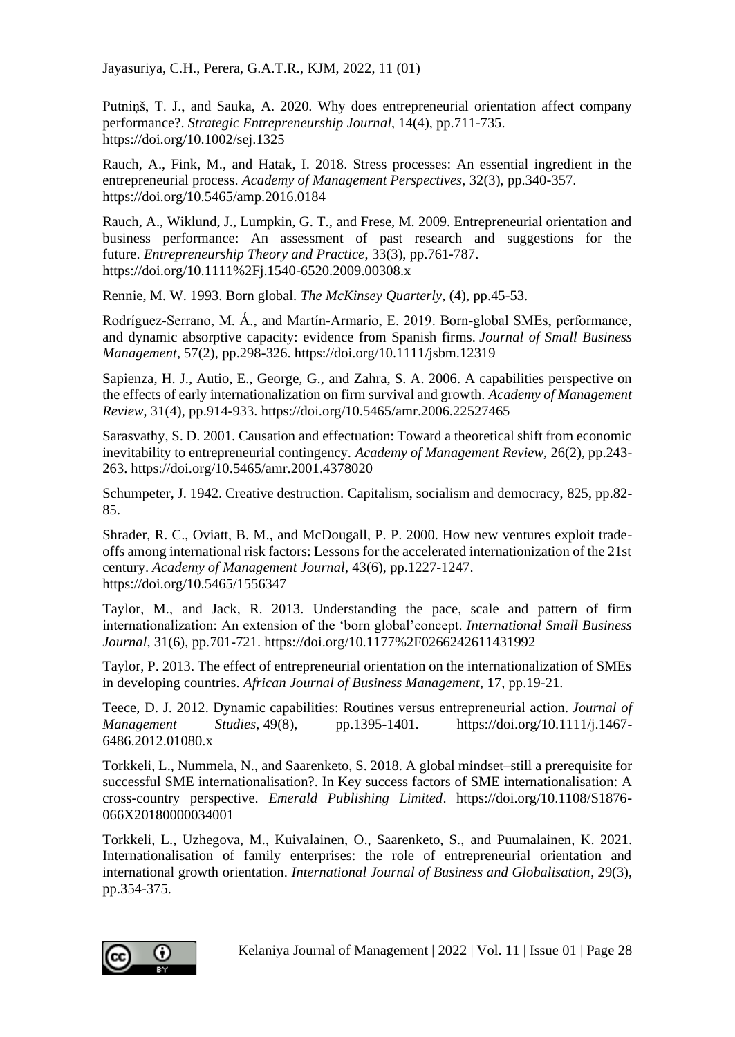Putniņš, T. J., and Sauka, A. 2020. Why does entrepreneurial orientation affect company performance?. *Strategic Entrepreneurship Journal*, 14(4), pp.711-735. https://doi.org/10.1002/sej.1325

Rauch, A., Fink, M., and Hatak, I. 2018. Stress processes: An essential ingredient in the entrepreneurial process. *Academy of Management Perspectives*, 32(3), pp.340-357. https://doi.org/10.5465/amp.2016.0184

Rauch, A., Wiklund, J., Lumpkin, G. T., and Frese, M. 2009. Entrepreneurial orientation and business performance: An assessment of past research and suggestions for the future. *Entrepreneurship Theory and Practice*, 33(3), pp.761-787. https://doi.org/10.1111%2Fj.1540-6520.2009.00308.x

Rennie, M. W. 1993. Born global. *The McKinsey Quarterly*, (4), pp.45-53.

Rodríguez-Serrano, M. Á., and Martín-Armario, E. 2019. Born-global SMEs, performance, and dynamic absorptive capacity: evidence from Spanish firms. *Journal of Small Business Management*, 57(2), pp.298-326. https://doi.org/10.1111/jsbm.12319

Sapienza, H. J., Autio, E., George, G., and Zahra, S. A. 2006. A capabilities perspective on the effects of early internationalization on firm survival and growth. *Academy of Management Review*, 31(4), pp.914-933. https://doi.org/10.5465/amr.2006.22527465

Sarasvathy, S. D. 2001. Causation and effectuation: Toward a theoretical shift from economic inevitability to entrepreneurial contingency. *Academy of Management Review*, 26(2), pp.243-263. https://doi.org/10.5465/amr.2001.4378020

Schumpeter, J. 1942. Creative destruction. Capitalism, socialism and democracy, 825, pp.82-85.

Shrader, R. C., Oviatt, B. M., and McDougall, P. P. 2000. How new ventures exploit trade-offs among international risk factors: Lessons for the accelerated internationization of the 21st century. *Academy of Management Journal*, 43(6), pp.1227-1247. https://doi.org/10.5465/1556347

Taylor, M., and Jack, R. 2013. Understanding the pace, scale and pattern of firm internationalization: An extension of the 'born global'concept. *International Small Business Journal*, 31(6), pp.701-721. https://doi.org/10.1177%2F0266242611431992

Taylor, P. 2013. The effect of entrepreneurial orientation on the internationalization of SMEs in developing countries. *African Journal of Business Management*, 17, pp.19-21.

Teece, D. J. 2012. Dynamic capabilities: Routines versus entrepreneurial action. *Journal of Management Studies*, 49(8), pp.1395-1401. https://doi.org/10.1111/j.1467-6486.2012.01080.x

Torkkeli, L., Nummela, N., and Saarenketo, S. 2018. A global mindset–still a prerequisite for successful SME internationalisation?. In Key success factors of SME internationalisation: A cross-country perspective. *Emerald Publishing Limited*. https://doi.org/10.1108/S1876-066X20180000034001

Torkkeli, L., Uzhegova, M., Kuivalainen, O., Saarenketo, S., and Puumalainen, K. 2021. Internationalisation of family enterprises: the role of entrepreneurial orientation and international growth orientation. *International Journal of Business and Globalisation*, 29(3), pp.354-375.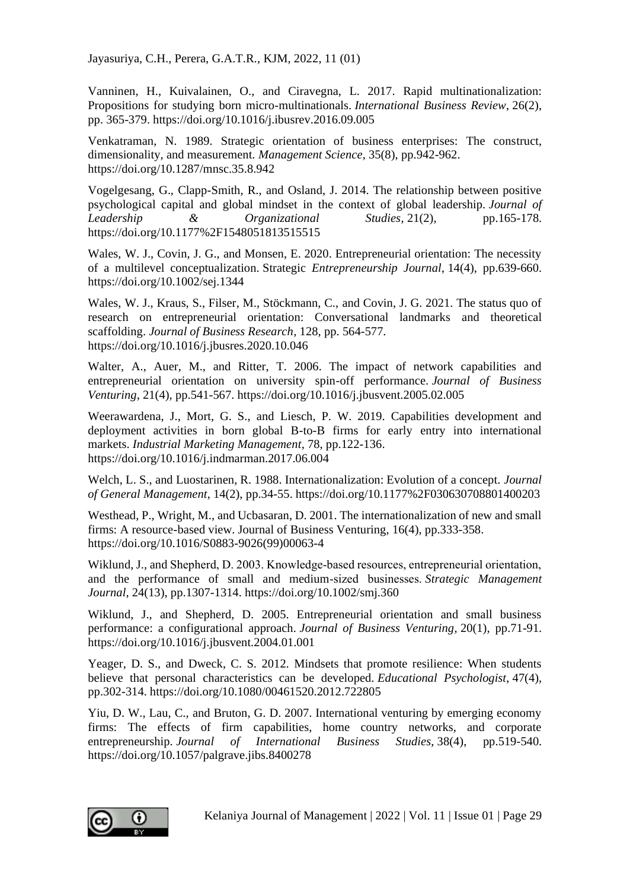Vanninen, H., Kuivalainen, O., and Ciravegna, L. 2017. Rapid multinationalization: Propositions for studying born micro-multinationals. *International Business Review*, 26(2), pp. 365-379. https://doi.org/10.1016/j.ibusrev.2016.09.005

Venkatraman, N. 1989. Strategic orientation of business enterprises: The construct, dimensionality, and measurement. *Management Science*, 35(8), pp.942-962. https://doi.org/10.1287/mnsc.35.8.942

Vogelgesang, G., Clapp-Smith, R., and Osland, J. 2014. The relationship between positive psychological capital and global mindset in the context of global leadership. *Journal of Leadership & Organizational Studies*, 21(2), pp.165-178. https://doi.org/10.1177%2F1548051813515515

Wales, W. J., Covin, J. G., and Monsen, E. 2020. Entrepreneurial orientation: The necessity of a multilevel conceptualization. Strategic *Entrepreneurship Journal*, 14(4), pp.639-660. https://doi.org/10.1002/sej.1344

Wales, W. J., Kraus, S., Filser, M., Stöckmann, C., and Covin, J. G. 2021. The status quo of research on entrepreneurial orientation: Conversational landmarks and theoretical scaffolding. *Journal of Business Research*, 128, pp. 564-577. https://doi.org/10.1016/j.jbusres.2020.10.046

Walter, A., Auer, M., and Ritter, T. 2006. The impact of network capabilities and entrepreneurial orientation on university spin-off performance. *Journal of Business Venturing*, 21(4), pp.541-567. https://doi.org/10.1016/j.jbusvent.2005.02.005

Weerawardena, J., Mort, G. S., and Liesch, P. W. 2019. Capabilities development and deployment activities in born global B-to-B firms for early entry into international markets. *Industrial Marketing Management*, 78, pp.122-136. https://doi.org/10.1016/j.indmarman.2017.06.004

Welch, L. S., and Luostarinen, R. 1988. Internationalization: Evolution of a concept. *Journal of General Management*, 14(2), pp.34-55. https://doi.org/10.1177%2F030630708801400203

Westhead, P., Wright, M., and Ucbasaran, D. 2001. The internationalization of new and small firms: A resource-based view. Journal of Business Venturing, 16(4), pp.333-358. https://doi.org/10.1016/S0883-9026(99)00063-4

Wiklund, J., and Shepherd, D. 2003. Knowledge-based resources, entrepreneurial orientation, and the performance of small and medium-sized businesses. *Strategic Management Journal*, 24(13), pp.1307-1314. https://doi.org/10.1002/smj.360

Wiklund, J., and Shepherd, D. 2005. Entrepreneurial orientation and small business performance: a configurational approach. *Journal of Business Venturing*, 20(1), pp.71-91. https://doi.org/10.1016/j.jbusvent.2004.01.001

Yeager, D. S., and Dweck, C. S. 2012. Mindsets that promote resilience: When students believe that personal characteristics can be developed. *Educational Psychologist*, 47(4), pp.302-314. https://doi.org/10.1080/00461520.2012.722805

Yiu, D. W., Lau, C., and Bruton, G. D. 2007. International venturing by emerging economy firms: The effects of firm capabilities, home country networks, and corporate entrepreneurship. *Journal of International Business Studies*, 38(4), pp.519-540. https://doi.org/10.1057/palgrave.jibs.8400278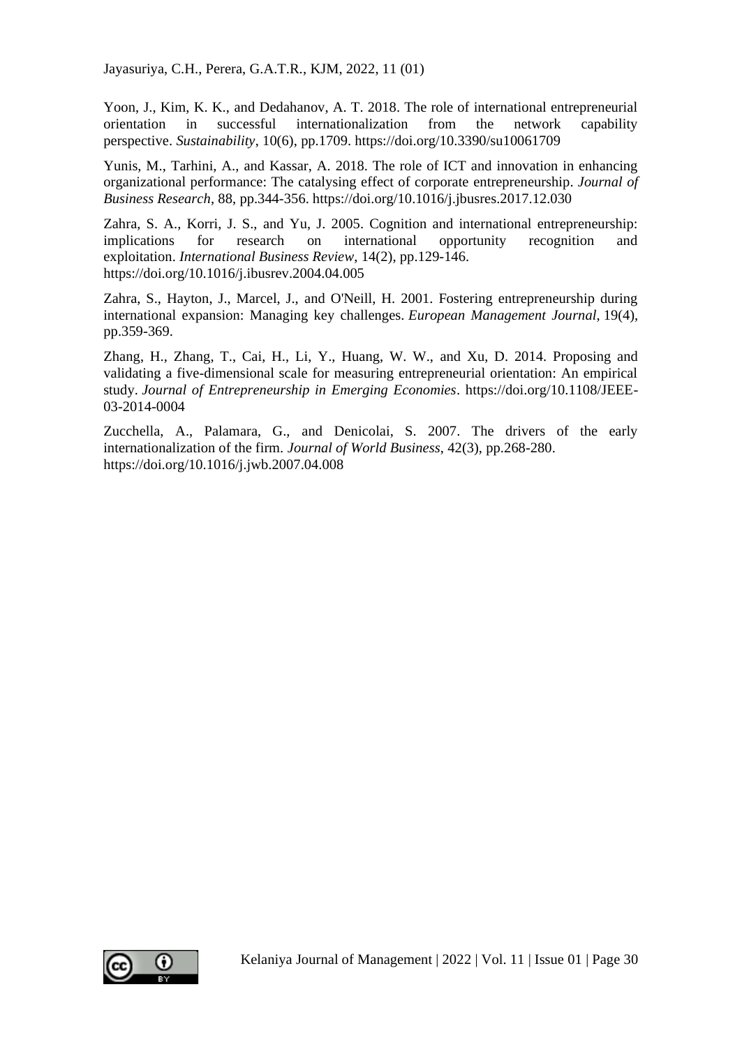Yoon, J., Kim, K. K., and Dedahanov, A. T. 2018. The role of international entrepreneurial orientation in successful internationalization from the network capability perspective. *Sustainability*, 10(6), pp.1709. https://doi.org/10.3390/su10061709

Yunis, M., Tarhini, A., and Kassar, A. 2018. The role of ICT and innovation in enhancing organizational performance: The catalysing effect of corporate entrepreneurship. *Journal of Business Research*, 88, pp.344-356. https://doi.org/10.1016/j.jbusres.2017.12.030

Zahra, S. A., Korri, J. S., and Yu, J. 2005. Cognition and international entrepreneurship: implications for research on international opportunity recognition and exploitation. *International Business Review*, 14(2), pp.129-146. https://doi.org/10.1016/j.ibusrev.2004.04.005

Zahra, S., Hayton, J., Marcel, J., and O'Neill, H. 2001. Fostering entrepreneurship during international expansion: Managing key challenges. *European Management Journal*, 19(4), pp.359-369.

Zhang, H., Zhang, T., Cai, H., Li, Y., Huang, W. W., and Xu, D. 2014. Proposing and validating a five-dimensional scale for measuring entrepreneurial orientation: An empirical study. *Journal of Entrepreneurship in Emerging Economies*. https://doi.org/10.1108/JEEE-03-2014-0004

Zucchella, A., Palamara, G., and Denicolai, S. 2007. The drivers of the early internationalization of the firm. *Journal of World Business*, 42(3), pp.268-280. https://doi.org/10.1016/j.jwb.2007.04.008